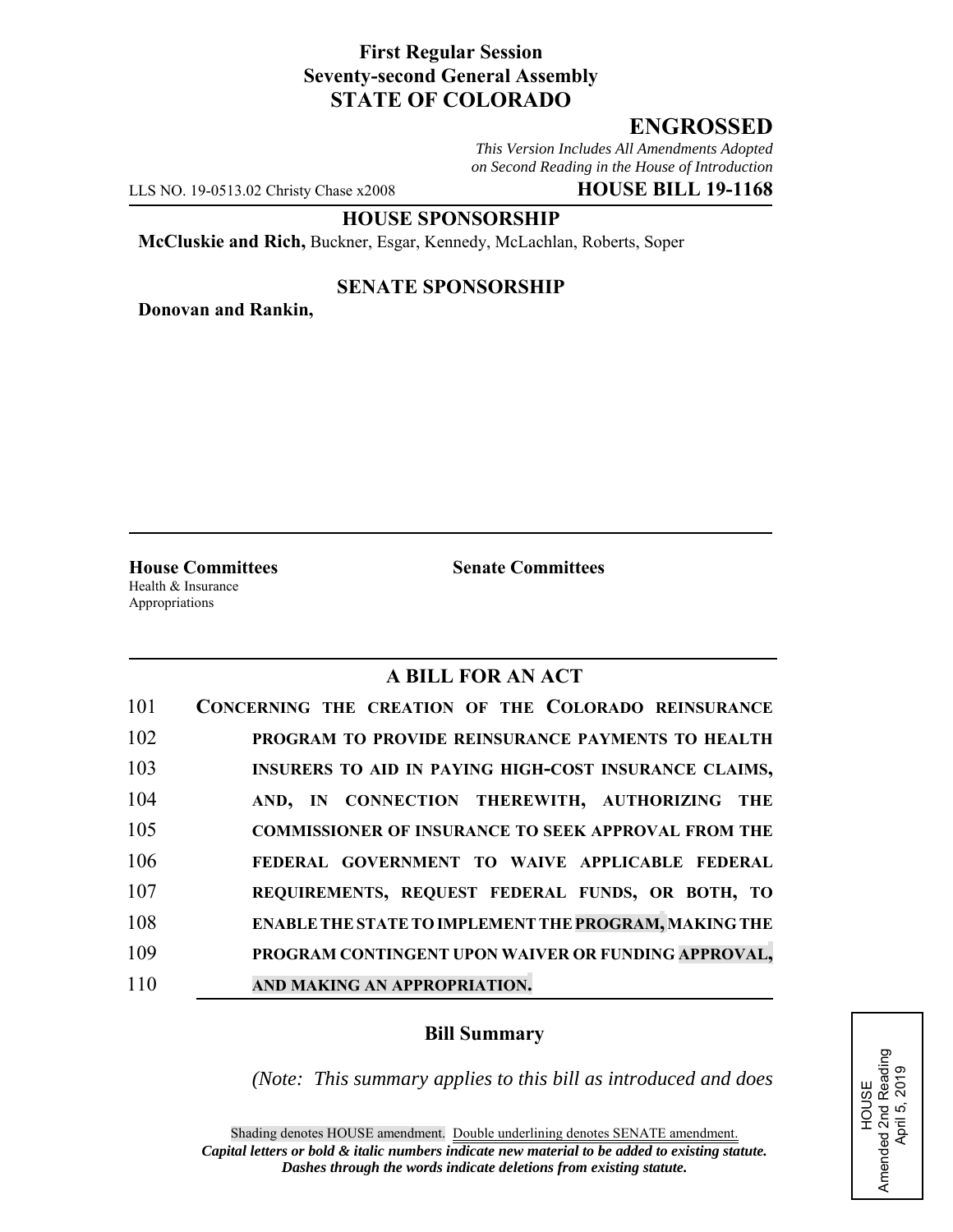**First Regular Session**
**Seventy-second General Assembly**
**STATE OF COLORADO**

# ENGROSSED

*This Version Includes All Amendments Adopted on Second Reading in the House of Introduction*

LLS NO. 19-0513.02 Christy Chase x2008 **HOUSE BILL 19-1168**

**HOUSE SPONSORSHIP**

**McCluskie and Rich,** Buckner, Esgar, Kennedy, McLachlan, Roberts, Soper

**SENATE SPONSORSHIP**

**Donovan and Rankin,**

**House Committees**
Health & Insurance
Appropriations

**Senate Committees**

## A BILL FOR AN ACT

101 **CONCERNING THE CREATION OF THE COLORADO REINSURANCE**
102 **PROGRAM TO PROVIDE REINSURANCE PAYMENTS TO HEALTH**
103 **INSURERS TO AID IN PAYING HIGH-COST INSURANCE CLAIMS,**
104 **AND, IN CONNECTION THEREWITH, AUTHORIZING THE**
105 **COMMISSIONER OF INSURANCE TO SEEK APPROVAL FROM THE**
106 **FEDERAL GOVERNMENT TO WAIVE APPLICABLE FEDERAL**
107 **REQUIREMENTS, REQUEST FEDERAL FUNDS, OR BOTH, TO**
108 **ENABLE THE STATE TO IMPLEMENT THE PROGRAM, MAKING THE**
109 **PROGRAM CONTINGENT UPON WAIVER OR FUNDING APPROVAL,**
110 **AND MAKING AN APPROPRIATION.**

### Bill Summary

*(Note: This summary applies to this bill as introduced and does*

Shading denotes HOUSE amendment. Double underlining denotes SENATE amendment.
***Capital letters or bold & italic numbers indicate new material to be added to existing statute.***
***Dashes through the words indicate deletions from existing statute.***

HOUSE
Amended 2nd Reading
April 5, 2019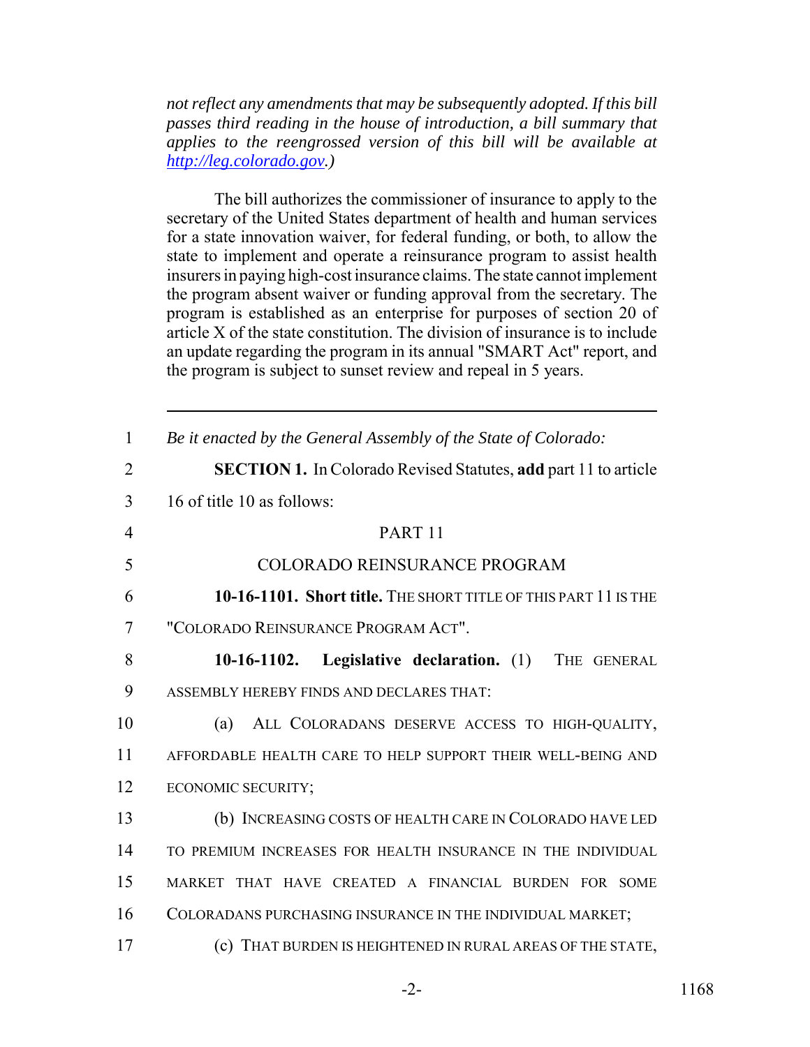*not reflect any amendments that may be subsequently adopted. If this bill passes third reading in the house of introduction, a bill summary that applies to the reengrossed version of this bill will be available at http://leg.colorado.gov.)*

The bill authorizes the commissioner of insurance to apply to the secretary of the United States department of health and human services for a state innovation waiver, for federal funding, or both, to allow the state to implement and operate a reinsurance program to assist health insurers in paying high-cost insurance claims. The state cannot implement the program absent waiver or funding approval from the secretary. The program is established as an enterprise for purposes of section 20 of article X of the state constitution. The division of insurance is to include an update regarding the program in its annual "SMART Act" report, and the program is subject to sunset review and repeal in 5 years.

---

1 *Be it enacted by the General Assembly of the State of Colorado:*

2 **SECTION 1.** In Colorado Revised Statutes, **add** part 11 to article

3 16 of title 10 as follows:

4 PART 11

5 COLORADO REINSURANCE PROGRAM

6 **10-16-1101. Short title.** THE SHORT TITLE OF THIS PART 11 IS THE

7 "COLORADO REINSURANCE PROGRAM ACT".

8 **10-16-1102. Legislative declaration.** (1) THE GENERAL

9 ASSEMBLY HEREBY FINDS AND DECLARES THAT:

10 (a) ALL COLORADANS DESERVE ACCESS TO HIGH-QUALITY,

11 AFFORDABLE HEALTH CARE TO HELP SUPPORT THEIR WELL-BEING AND

12 ECONOMIC SECURITY;

13 (b) INCREASING COSTS OF HEALTH CARE IN COLORADO HAVE LED

14 TO PREMIUM INCREASES FOR HEALTH INSURANCE IN THE INDIVIDUAL

15 MARKET THAT HAVE CREATED A FINANCIAL BURDEN FOR SOME

16 COLORADANS PURCHASING INSURANCE IN THE INDIVIDUAL MARKET;

17 (c) THAT BURDEN IS HEIGHTENED IN RURAL AREAS OF THE STATE,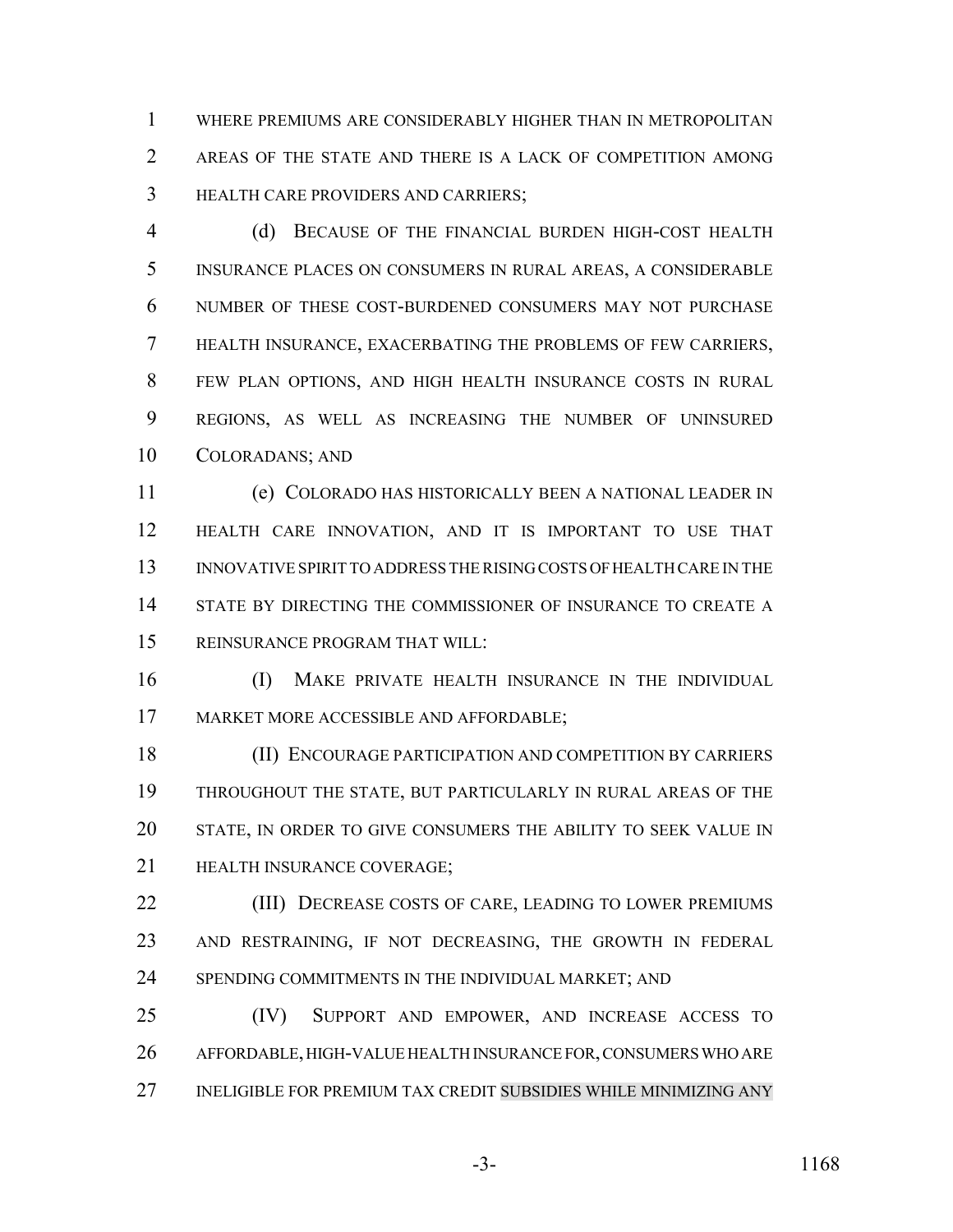WHERE PREMIUMS ARE CONSIDERABLY HIGHER THAN IN METROPOLITAN AREAS OF THE STATE AND THERE IS A LACK OF COMPETITION AMONG HEALTH CARE PROVIDERS AND CARRIERS;

(d) BECAUSE OF THE FINANCIAL BURDEN HIGH-COST HEALTH INSURANCE PLACES ON CONSUMERS IN RURAL AREAS, A CONSIDERABLE NUMBER OF THESE COST-BURDENED CONSUMERS MAY NOT PURCHASE HEALTH INSURANCE, EXACERBATING THE PROBLEMS OF FEW CARRIERS, FEW PLAN OPTIONS, AND HIGH HEALTH INSURANCE COSTS IN RURAL REGIONS, AS WELL AS INCREASING THE NUMBER OF UNINSURED COLORADANS; AND

(e) COLORADO HAS HISTORICALLY BEEN A NATIONAL LEADER IN HEALTH CARE INNOVATION, AND IT IS IMPORTANT TO USE THAT INNOVATIVE SPIRIT TO ADDRESS THE RISING COSTS OF HEALTH CARE IN THE STATE BY DIRECTING THE COMMISSIONER OF INSURANCE TO CREATE A REINSURANCE PROGRAM THAT WILL:

(I) MAKE PRIVATE HEALTH INSURANCE IN THE INDIVIDUAL MARKET MORE ACCESSIBLE AND AFFORDABLE;

(II) ENCOURAGE PARTICIPATION AND COMPETITION BY CARRIERS THROUGHOUT THE STATE, BUT PARTICULARLY IN RURAL AREAS OF THE STATE, IN ORDER TO GIVE CONSUMERS THE ABILITY TO SEEK VALUE IN HEALTH INSURANCE COVERAGE;

(III) DECREASE COSTS OF CARE, LEADING TO LOWER PREMIUMS AND RESTRAINING, IF NOT DECREASING, THE GROWTH IN FEDERAL SPENDING COMMITMENTS IN THE INDIVIDUAL MARKET; AND

(IV) SUPPORT AND EMPOWER, AND INCREASE ACCESS TO AFFORDABLE, HIGH-VALUE HEALTH INSURANCE FOR, CONSUMERS WHO ARE INELIGIBLE FOR PREMIUM TAX CREDIT SUBSIDIES WHILE MINIMIZING ANY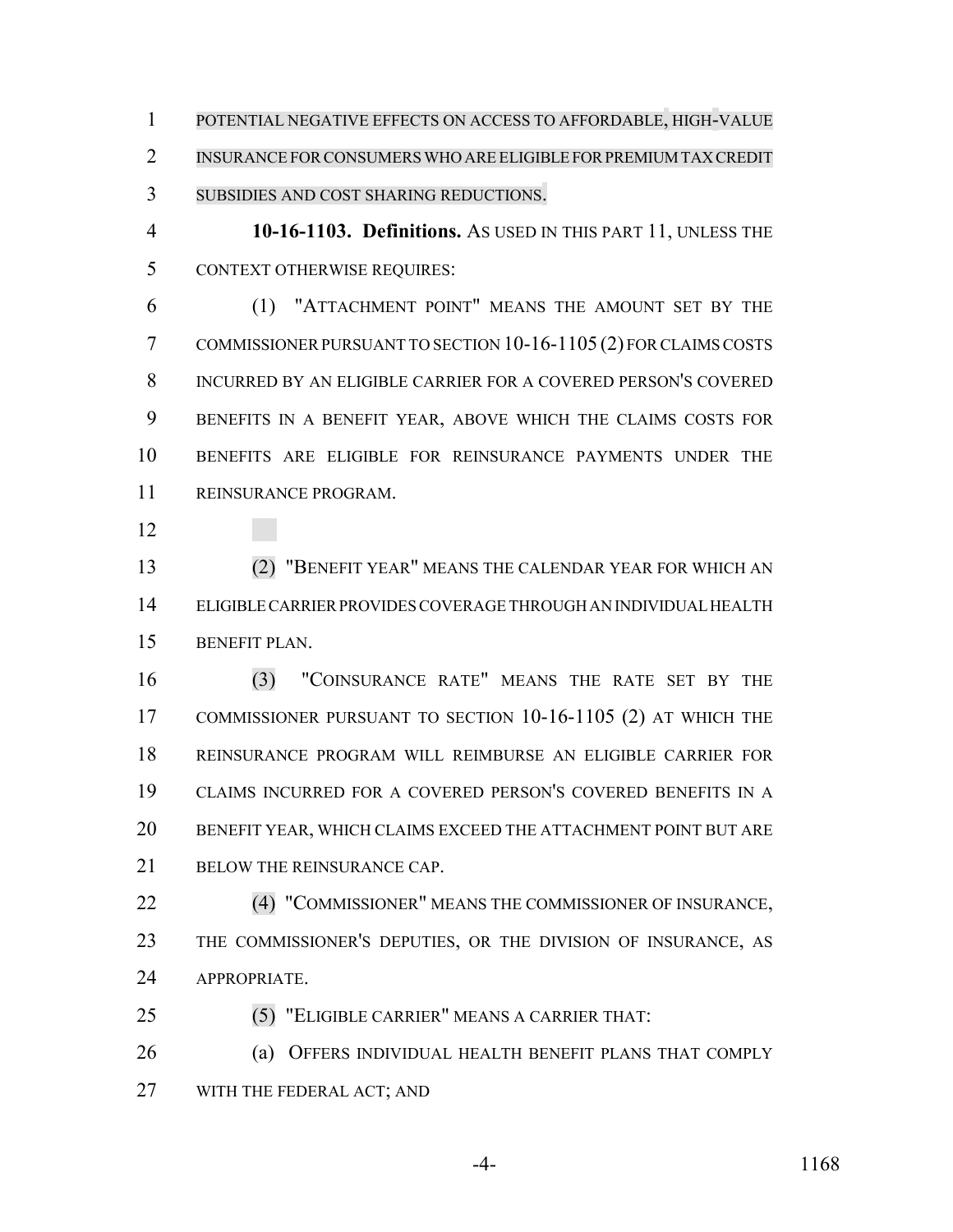POTENTIAL NEGATIVE EFFECTS ON ACCESS TO AFFORDABLE, HIGH-VALUE INSURANCE FOR CONSUMERS WHO ARE ELIGIBLE FOR PREMIUM TAX CREDIT SUBSIDIES AND COST SHARING REDUCTIONS.

**10-16-1103. Definitions.** AS USED IN THIS PART 11, UNLESS THE CONTEXT OTHERWISE REQUIRES:

(1) "ATTACHMENT POINT" MEANS THE AMOUNT SET BY THE COMMISSIONER PURSUANT TO SECTION 10-16-1105 (2) FOR CLAIMS COSTS INCURRED BY AN ELIGIBLE CARRIER FOR A COVERED PERSON'S COVERED BENEFITS IN A BENEFIT YEAR, ABOVE WHICH THE CLAIMS COSTS FOR BENEFITS ARE ELIGIBLE FOR REINSURANCE PAYMENTS UNDER THE REINSURANCE PROGRAM.

(2) "BENEFIT YEAR" MEANS THE CALENDAR YEAR FOR WHICH AN ELIGIBLE CARRIER PROVIDES COVERAGE THROUGH AN INDIVIDUAL HEALTH BENEFIT PLAN.

(3) "COINSURANCE RATE" MEANS THE RATE SET BY THE COMMISSIONER PURSUANT TO SECTION 10-16-1105 (2) AT WHICH THE REINSURANCE PROGRAM WILL REIMBURSE AN ELIGIBLE CARRIER FOR CLAIMS INCURRED FOR A COVERED PERSON'S COVERED BENEFITS IN A BENEFIT YEAR, WHICH CLAIMS EXCEED THE ATTACHMENT POINT BUT ARE BELOW THE REINSURANCE CAP.

(4) "COMMISSIONER" MEANS THE COMMISSIONER OF INSURANCE, THE COMMISSIONER'S DEPUTIES, OR THE DIVISION OF INSURANCE, AS APPROPRIATE.

(5) "ELIGIBLE CARRIER" MEANS A CARRIER THAT:

(a) OFFERS INDIVIDUAL HEALTH BENEFIT PLANS THAT COMPLY WITH THE FEDERAL ACT; AND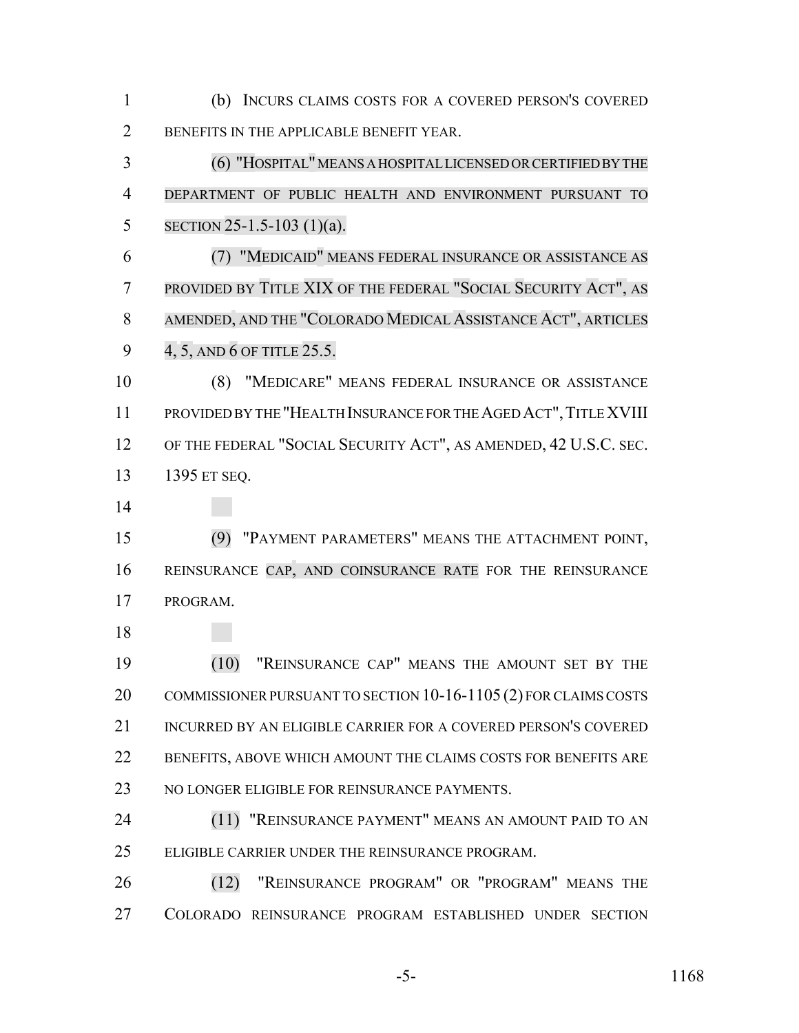(b) INCURS CLAIMS COSTS FOR A COVERED PERSON'S COVERED BENEFITS IN THE APPLICABLE BENEFIT YEAR.

(6) "HOSPITAL" MEANS A HOSPITAL LICENSED OR CERTIFIED BY THE DEPARTMENT OF PUBLIC HEALTH AND ENVIRONMENT PURSUANT TO SECTION 25-1.5-103 (1)(a).

(7) "MEDICAID" MEANS FEDERAL INSURANCE OR ASSISTANCE AS PROVIDED BY TITLE XIX OF THE FEDERAL "SOCIAL SECURITY ACT", AS AMENDED, AND THE "COLORADO MEDICAL ASSISTANCE ACT", ARTICLES 4, 5, AND 6 OF TITLE 25.5.

(8) "MEDICARE" MEANS FEDERAL INSURANCE OR ASSISTANCE PROVIDED BY THE "HEALTH INSURANCE FOR THE AGED ACT", TITLE XVIII OF THE FEDERAL "SOCIAL SECURITY ACT", AS AMENDED, 42 U.S.C. SEC. 1395 ET SEQ.

(9) "PAYMENT PARAMETERS" MEANS THE ATTACHMENT POINT, REINSURANCE CAP, AND COINSURANCE RATE FOR THE REINSURANCE PROGRAM.

(10) "REINSURANCE CAP" MEANS THE AMOUNT SET BY THE COMMISSIONER PURSUANT TO SECTION 10-16-1105 (2) FOR CLAIMS COSTS INCURRED BY AN ELIGIBLE CARRIER FOR A COVERED PERSON'S COVERED BENEFITS, ABOVE WHICH AMOUNT THE CLAIMS COSTS FOR BENEFITS ARE NO LONGER ELIGIBLE FOR REINSURANCE PAYMENTS.

(11) "REINSURANCE PAYMENT" MEANS AN AMOUNT PAID TO AN ELIGIBLE CARRIER UNDER THE REINSURANCE PROGRAM.

(12) "REINSURANCE PROGRAM" OR "PROGRAM" MEANS THE COLORADO REINSURANCE PROGRAM ESTABLISHED UNDER SECTION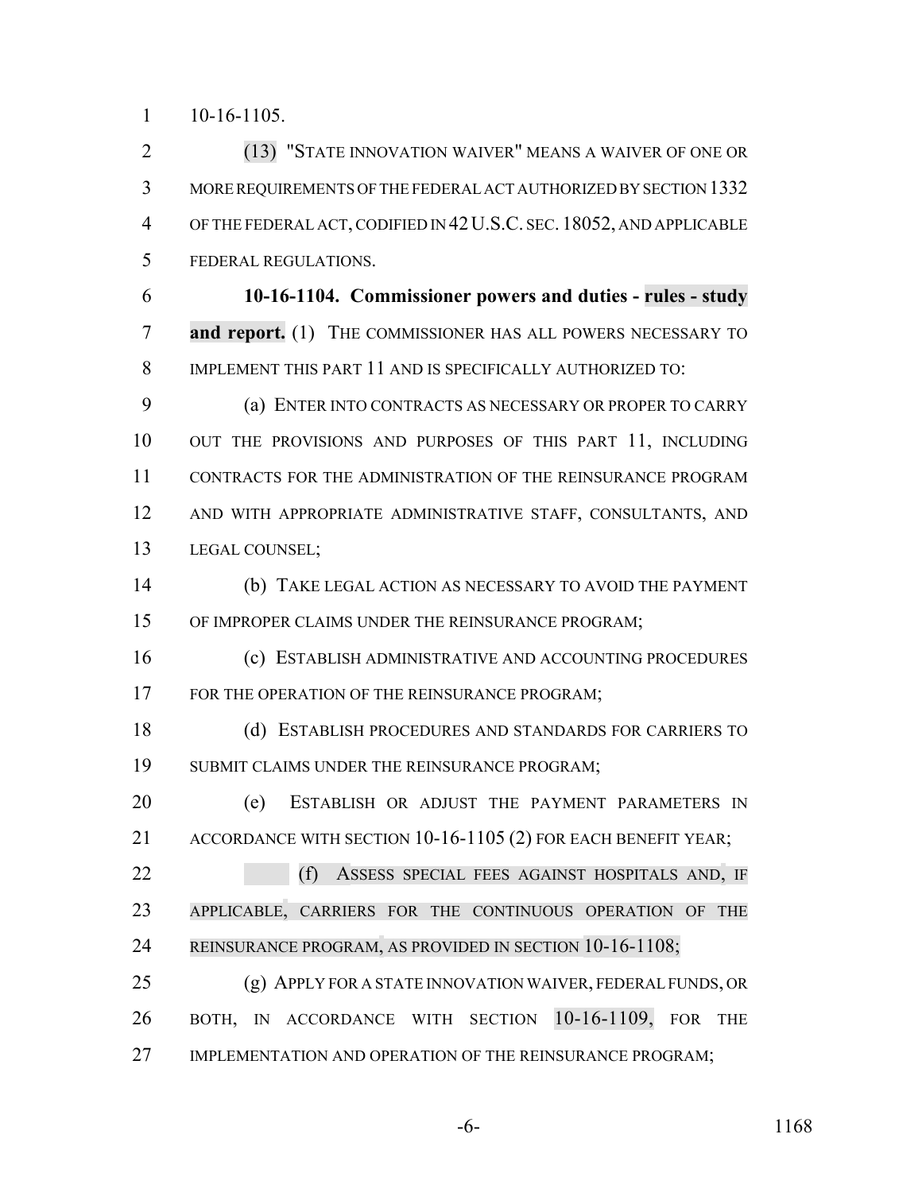10-16-1105.

(13) "STATE INNOVATION WAIVER" MEANS A WAIVER OF ONE OR MORE REQUIREMENTS OF THE FEDERAL ACT AUTHORIZED BY SECTION 1332 OF THE FEDERAL ACT, CODIFIED IN 42 U.S.C. SEC. 18052, AND APPLICABLE FEDERAL REGULATIONS.

**10-16-1104. Commissioner powers and duties - rules - study and report.** (1) THE COMMISSIONER HAS ALL POWERS NECESSARY TO IMPLEMENT THIS PART 11 AND IS SPECIFICALLY AUTHORIZED TO:

(a) ENTER INTO CONTRACTS AS NECESSARY OR PROPER TO CARRY OUT THE PROVISIONS AND PURPOSES OF THIS PART 11, INCLUDING CONTRACTS FOR THE ADMINISTRATION OF THE REINSURANCE PROGRAM AND WITH APPROPRIATE ADMINISTRATIVE STAFF, CONSULTANTS, AND LEGAL COUNSEL;

(b) TAKE LEGAL ACTION AS NECESSARY TO AVOID THE PAYMENT OF IMPROPER CLAIMS UNDER THE REINSURANCE PROGRAM;

(c) ESTABLISH ADMINISTRATIVE AND ACCOUNTING PROCEDURES FOR THE OPERATION OF THE REINSURANCE PROGRAM;

(d) ESTABLISH PROCEDURES AND STANDARDS FOR CARRIERS TO SUBMIT CLAIMS UNDER THE REINSURANCE PROGRAM;

(e) ESTABLISH OR ADJUST THE PAYMENT PARAMETERS IN ACCORDANCE WITH SECTION 10-16-1105 (2) FOR EACH BENEFIT YEAR;

(f) ASSESS SPECIAL FEES AGAINST HOSPITALS AND, IF APPLICABLE, CARRIERS FOR THE CONTINUOUS OPERATION OF THE REINSURANCE PROGRAM, AS PROVIDED IN SECTION 10-16-1108;

(g) APPLY FOR A STATE INNOVATION WAIVER, FEDERAL FUNDS, OR BOTH, IN ACCORDANCE WITH SECTION 10-16-1109, FOR THE IMPLEMENTATION AND OPERATION OF THE REINSURANCE PROGRAM;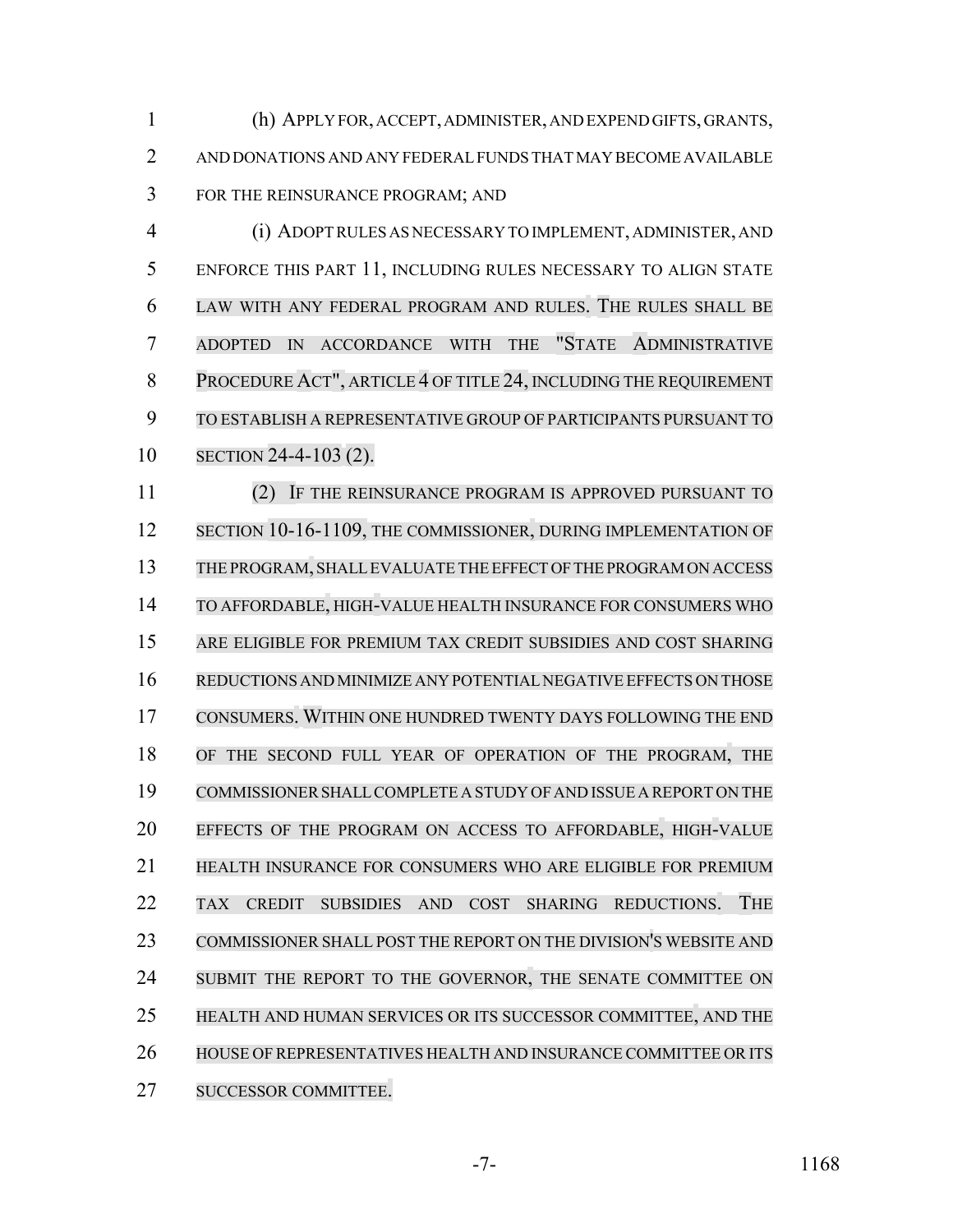(h) APPLY FOR, ACCEPT, ADMINISTER, AND EXPEND GIFTS, GRANTS, AND DONATIONS AND ANY FEDERAL FUNDS THAT MAY BECOME AVAILABLE FOR THE REINSURANCE PROGRAM; AND

(i) ADOPT RULES AS NECESSARY TO IMPLEMENT, ADMINISTER, AND ENFORCE THIS PART 11, INCLUDING RULES NECESSARY TO ALIGN STATE LAW WITH ANY FEDERAL PROGRAM AND RULES. THE RULES SHALL BE ADOPTED IN ACCORDANCE WITH THE "STATE ADMINISTRATIVE PROCEDURE ACT", ARTICLE 4 OF TITLE 24, INCLUDING THE REQUIREMENT TO ESTABLISH A REPRESENTATIVE GROUP OF PARTICIPANTS PURSUANT TO SECTION 24-4-103 (2).

(2) IF THE REINSURANCE PROGRAM IS APPROVED PURSUANT TO SECTION 10-16-1109, THE COMMISSIONER, DURING IMPLEMENTATION OF THE PROGRAM, SHALL EVALUATE THE EFFECT OF THE PROGRAM ON ACCESS TO AFFORDABLE, HIGH-VALUE HEALTH INSURANCE FOR CONSUMERS WHO ARE ELIGIBLE FOR PREMIUM TAX CREDIT SUBSIDIES AND COST SHARING REDUCTIONS AND MINIMIZE ANY POTENTIAL NEGATIVE EFFECTS ON THOSE CONSUMERS. WITHIN ONE HUNDRED TWENTY DAYS FOLLOWING THE END OF THE SECOND FULL YEAR OF OPERATION OF THE PROGRAM, THE COMMISSIONER SHALL COMPLETE A STUDY OF AND ISSUE A REPORT ON THE EFFECTS OF THE PROGRAM ON ACCESS TO AFFORDABLE, HIGH-VALUE HEALTH INSURANCE FOR CONSUMERS WHO ARE ELIGIBLE FOR PREMIUM TAX CREDIT SUBSIDIES AND COST SHARING REDUCTIONS. THE COMMISSIONER SHALL POST THE REPORT ON THE DIVISION'S WEBSITE AND SUBMIT THE REPORT TO THE GOVERNOR, THE SENATE COMMITTEE ON HEALTH AND HUMAN SERVICES OR ITS SUCCESSOR COMMITTEE, AND THE HOUSE OF REPRESENTATIVES HEALTH AND INSURANCE COMMITTEE OR ITS SUCCESSOR COMMITTEE.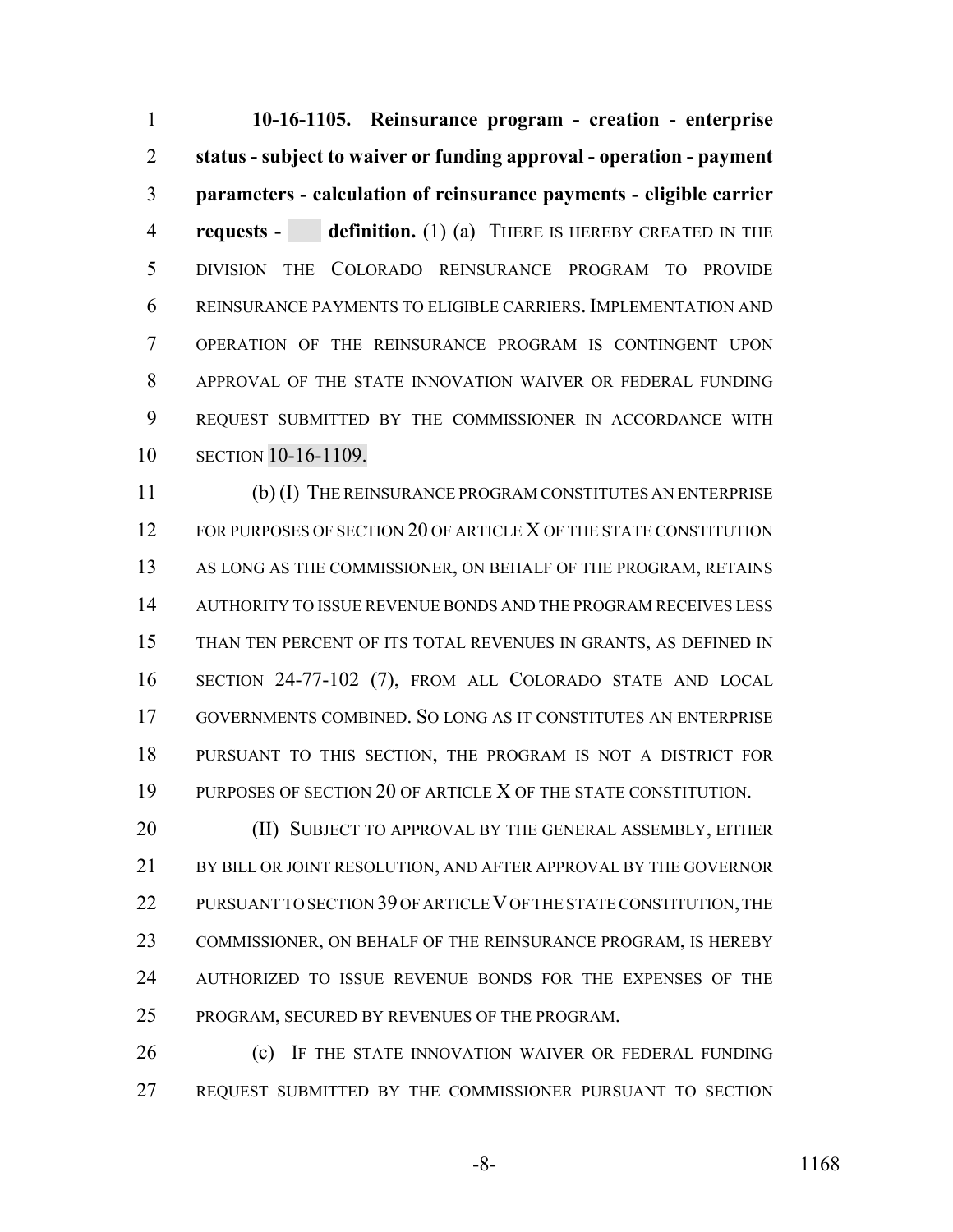**10-16-1105. Reinsurance program - creation - enterprise status - subject to waiver or funding approval - operation - payment parameters - calculation of reinsurance payments - eligible carrier requests - definition.** (1) (a) THERE IS HEREBY CREATED IN THE DIVISION THE COLORADO REINSURANCE PROGRAM TO PROVIDE REINSURANCE PAYMENTS TO ELIGIBLE CARRIERS. IMPLEMENTATION AND OPERATION OF THE REINSURANCE PROGRAM IS CONTINGENT UPON APPROVAL OF THE STATE INNOVATION WAIVER OR FEDERAL FUNDING REQUEST SUBMITTED BY THE COMMISSIONER IN ACCORDANCE WITH SECTION 10-16-1109.

(b) (I) THE REINSURANCE PROGRAM CONSTITUTES AN ENTERPRISE FOR PURPOSES OF SECTION 20 OF ARTICLE X OF THE STATE CONSTITUTION AS LONG AS THE COMMISSIONER, ON BEHALF OF THE PROGRAM, RETAINS AUTHORITY TO ISSUE REVENUE BONDS AND THE PROGRAM RECEIVES LESS THAN TEN PERCENT OF ITS TOTAL REVENUES IN GRANTS, AS DEFINED IN SECTION 24-77-102 (7), FROM ALL COLORADO STATE AND LOCAL GOVERNMENTS COMBINED. SO LONG AS IT CONSTITUTES AN ENTERPRISE PURSUANT TO THIS SECTION, THE PROGRAM IS NOT A DISTRICT FOR PURPOSES OF SECTION 20 OF ARTICLE X OF THE STATE CONSTITUTION.

(II) SUBJECT TO APPROVAL BY THE GENERAL ASSEMBLY, EITHER BY BILL OR JOINT RESOLUTION, AND AFTER APPROVAL BY THE GOVERNOR PURSUANT TO SECTION 39 OF ARTICLE V OF THE STATE CONSTITUTION, THE COMMISSIONER, ON BEHALF OF THE REINSURANCE PROGRAM, IS HEREBY AUTHORIZED TO ISSUE REVENUE BONDS FOR THE EXPENSES OF THE PROGRAM, SECURED BY REVENUES OF THE PROGRAM.

(c) IF THE STATE INNOVATION WAIVER OR FEDERAL FUNDING REQUEST SUBMITTED BY THE COMMISSIONER PURSUANT TO SECTION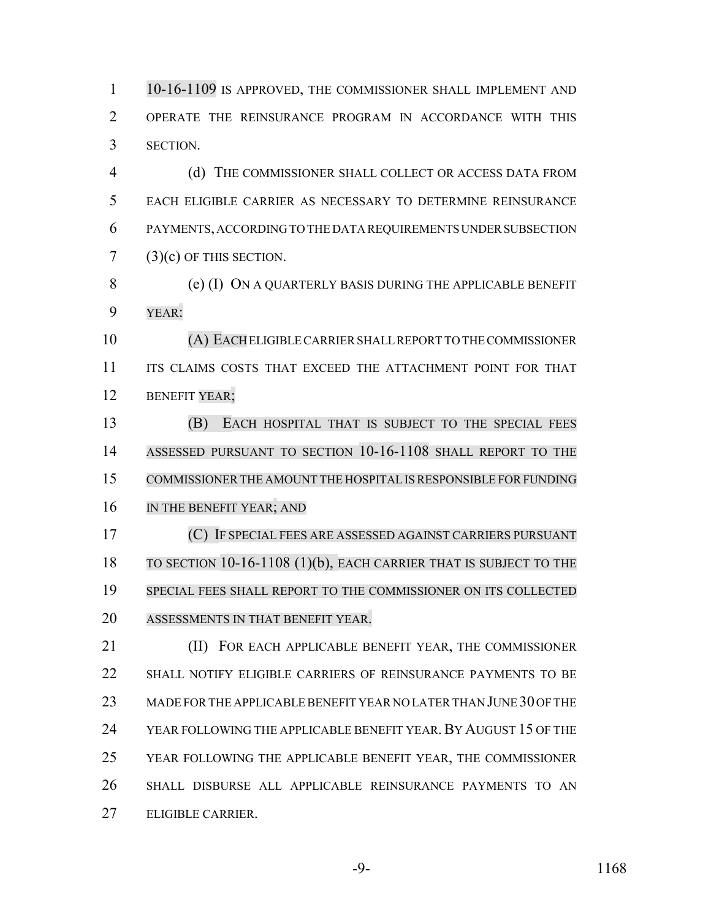10-16-1109 IS APPROVED, THE COMMISSIONER SHALL IMPLEMENT AND OPERATE THE REINSURANCE PROGRAM IN ACCORDANCE WITH THIS SECTION.

(d) THE COMMISSIONER SHALL COLLECT OR ACCESS DATA FROM EACH ELIGIBLE CARRIER AS NECESSARY TO DETERMINE REINSURANCE PAYMENTS, ACCORDING TO THE DATA REQUIREMENTS UNDER SUBSECTION (3)(c) OF THIS SECTION.

(e) (I) ON A QUARTERLY BASIS DURING THE APPLICABLE BENEFIT YEAR:

(A) EACH ELIGIBLE CARRIER SHALL REPORT TO THE COMMISSIONER ITS CLAIMS COSTS THAT EXCEED THE ATTACHMENT POINT FOR THAT BENEFIT YEAR;

(B) EACH HOSPITAL THAT IS SUBJECT TO THE SPECIAL FEES ASSESSED PURSUANT TO SECTION 10-16-1108 SHALL REPORT TO THE COMMISSIONER THE AMOUNT THE HOSPITAL IS RESPONSIBLE FOR FUNDING IN THE BENEFIT YEAR; AND

(C) IF SPECIAL FEES ARE ASSESSED AGAINST CARRIERS PURSUANT TO SECTION 10-16-1108 (1)(b), EACH CARRIER THAT IS SUBJECT TO THE SPECIAL FEES SHALL REPORT TO THE COMMISSIONER ON ITS COLLECTED ASSESSMENTS IN THAT BENEFIT YEAR.

(II) FOR EACH APPLICABLE BENEFIT YEAR, THE COMMISSIONER SHALL NOTIFY ELIGIBLE CARRIERS OF REINSURANCE PAYMENTS TO BE MADE FOR THE APPLICABLE BENEFIT YEAR NO LATER THAN JUNE 30 OF THE YEAR FOLLOWING THE APPLICABLE BENEFIT YEAR. BY AUGUST 15 OF THE YEAR FOLLOWING THE APPLICABLE BENEFIT YEAR, THE COMMISSIONER SHALL DISBURSE ALL APPLICABLE REINSURANCE PAYMENTS TO AN ELIGIBLE CARRIER.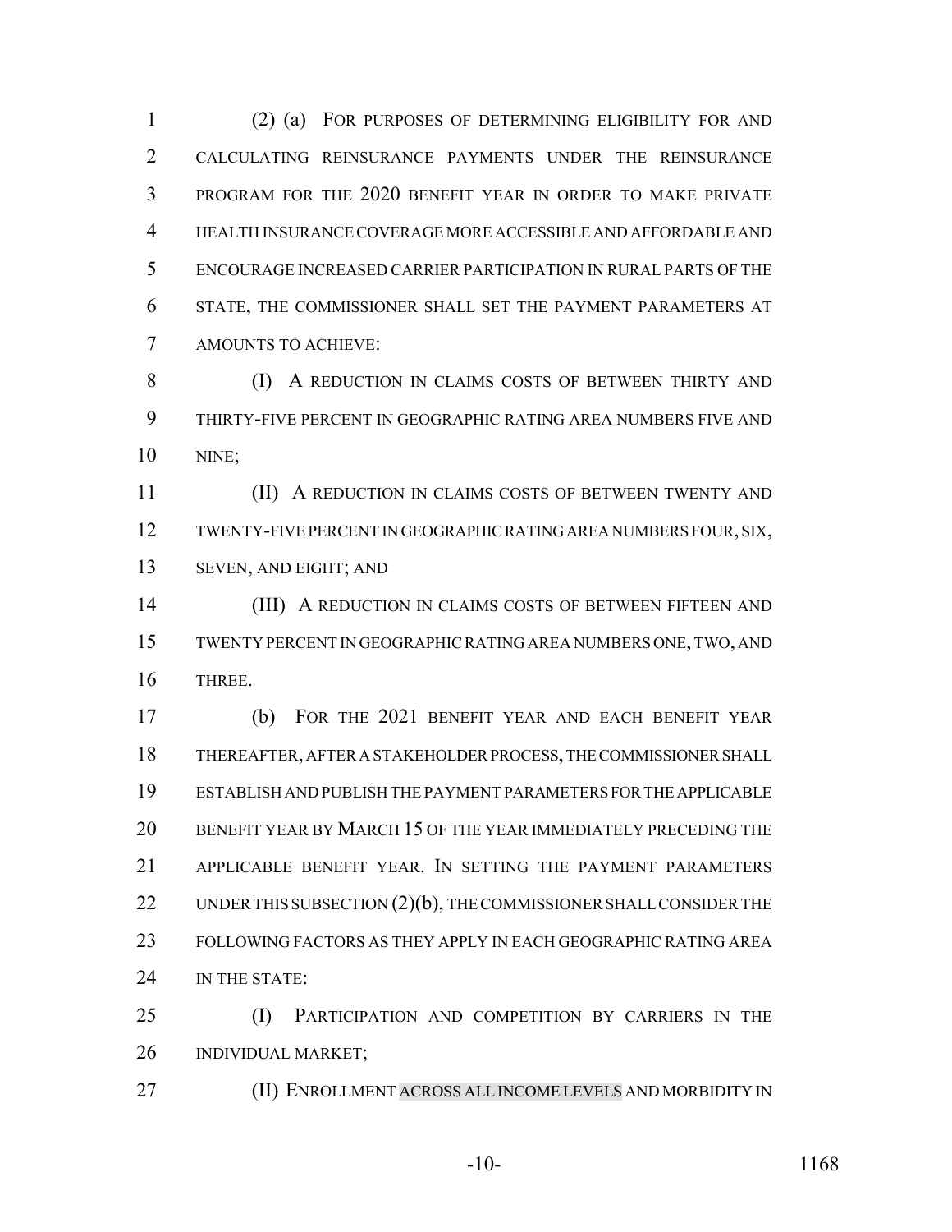(2) (a) FOR PURPOSES OF DETERMINING ELIGIBILITY FOR AND CALCULATING REINSURANCE PAYMENTS UNDER THE REINSURANCE PROGRAM FOR THE 2020 BENEFIT YEAR IN ORDER TO MAKE PRIVATE HEALTH INSURANCE COVERAGE MORE ACCESSIBLE AND AFFORDABLE AND ENCOURAGE INCREASED CARRIER PARTICIPATION IN RURAL PARTS OF THE STATE, THE COMMISSIONER SHALL SET THE PAYMENT PARAMETERS AT AMOUNTS TO ACHIEVE:

(I) A REDUCTION IN CLAIMS COSTS OF BETWEEN THIRTY AND THIRTY-FIVE PERCENT IN GEOGRAPHIC RATING AREA NUMBERS FIVE AND NINE;

(II) A REDUCTION IN CLAIMS COSTS OF BETWEEN TWENTY AND TWENTY-FIVE PERCENT IN GEOGRAPHIC RATING AREA NUMBERS FOUR, SIX, SEVEN, AND EIGHT; AND

(III) A REDUCTION IN CLAIMS COSTS OF BETWEEN FIFTEEN AND TWENTY PERCENT IN GEOGRAPHIC RATING AREA NUMBERS ONE, TWO, AND THREE.

(b) FOR THE 2021 BENEFIT YEAR AND EACH BENEFIT YEAR THEREAFTER, AFTER A STAKEHOLDER PROCESS, THE COMMISSIONER SHALL ESTABLISH AND PUBLISH THE PAYMENT PARAMETERS FOR THE APPLICABLE BENEFIT YEAR BY MARCH 15 OF THE YEAR IMMEDIATELY PRECEDING THE APPLICABLE BENEFIT YEAR. IN SETTING THE PAYMENT PARAMETERS UNDER THIS SUBSECTION (2)(b), THE COMMISSIONER SHALL CONSIDER THE FOLLOWING FACTORS AS THEY APPLY IN EACH GEOGRAPHIC RATING AREA IN THE STATE:

(I) PARTICIPATION AND COMPETITION BY CARRIERS IN THE INDIVIDUAL MARKET;

(II) ENROLLMENT ACROSS ALL INCOME LEVELS AND MORBIDITY IN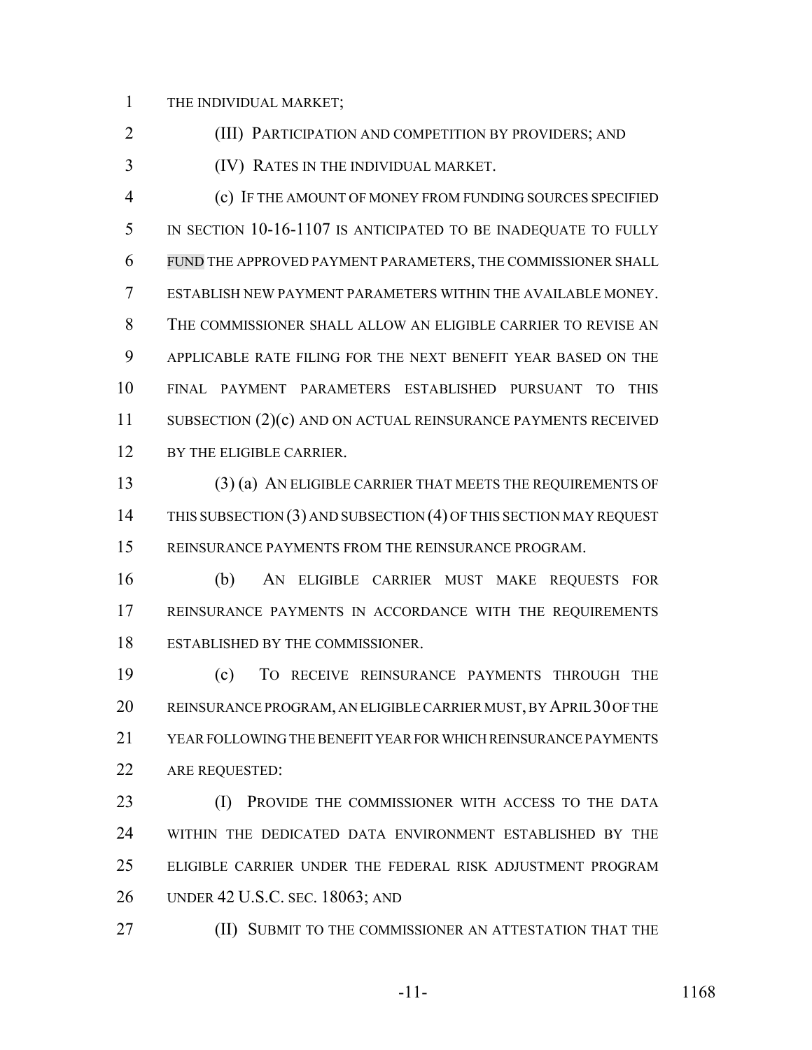THE INDIVIDUAL MARKET;

(III) PARTICIPATION AND COMPETITION BY PROVIDERS; AND

(IV) RATES IN THE INDIVIDUAL MARKET.

(c) IF THE AMOUNT OF MONEY FROM FUNDING SOURCES SPECIFIED IN SECTION 10-16-1107 IS ANTICIPATED TO BE INADEQUATE TO FULLY FUND THE APPROVED PAYMENT PARAMETERS, THE COMMISSIONER SHALL ESTABLISH NEW PAYMENT PARAMETERS WITHIN THE AVAILABLE MONEY. THE COMMISSIONER SHALL ALLOW AN ELIGIBLE CARRIER TO REVISE AN APPLICABLE RATE FILING FOR THE NEXT BENEFIT YEAR BASED ON THE FINAL PAYMENT PARAMETERS ESTABLISHED PURSUANT TO THIS SUBSECTION (2)(c) AND ON ACTUAL REINSURANCE PAYMENTS RECEIVED BY THE ELIGIBLE CARRIER.

(3) (a) AN ELIGIBLE CARRIER THAT MEETS THE REQUIREMENTS OF THIS SUBSECTION (3) AND SUBSECTION (4) OF THIS SECTION MAY REQUEST REINSURANCE PAYMENTS FROM THE REINSURANCE PROGRAM.

(b) AN ELIGIBLE CARRIER MUST MAKE REQUESTS FOR REINSURANCE PAYMENTS IN ACCORDANCE WITH THE REQUIREMENTS ESTABLISHED BY THE COMMISSIONER.

(c) TO RECEIVE REINSURANCE PAYMENTS THROUGH THE REINSURANCE PROGRAM, AN ELIGIBLE CARRIER MUST, BY APRIL 30 OF THE YEAR FOLLOWING THE BENEFIT YEAR FOR WHICH REINSURANCE PAYMENTS ARE REQUESTED:

(I) PROVIDE THE COMMISSIONER WITH ACCESS TO THE DATA WITHIN THE DEDICATED DATA ENVIRONMENT ESTABLISHED BY THE ELIGIBLE CARRIER UNDER THE FEDERAL RISK ADJUSTMENT PROGRAM UNDER 42 U.S.C. SEC. 18063; AND

(II) SUBMIT TO THE COMMISSIONER AN ATTESTATION THAT THE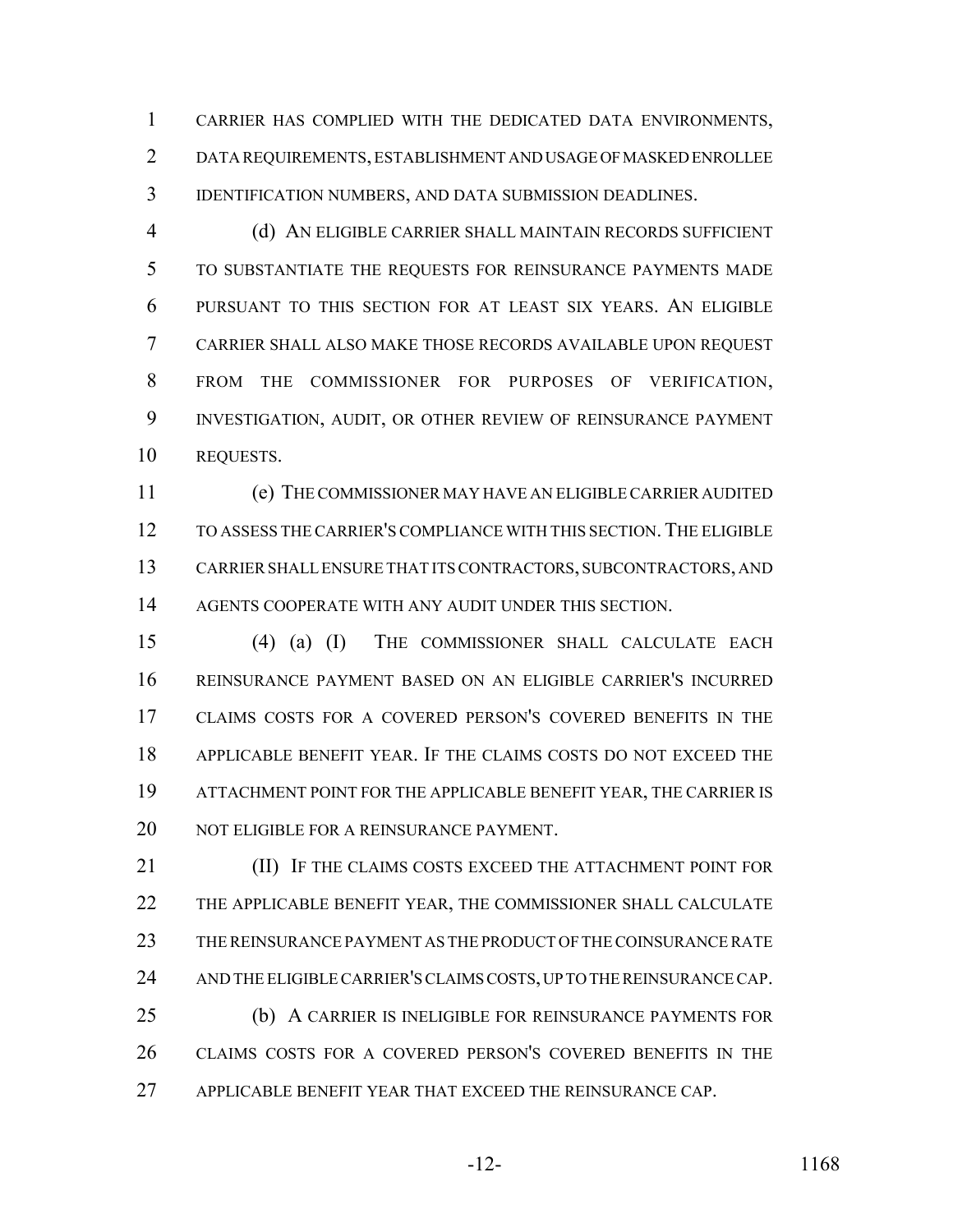CARRIER HAS COMPLIED WITH THE DEDICATED DATA ENVIRONMENTS, DATA REQUIREMENTS, ESTABLISHMENT AND USAGE OF MASKED ENROLLEE IDENTIFICATION NUMBERS, AND DATA SUBMISSION DEADLINES.

(d) AN ELIGIBLE CARRIER SHALL MAINTAIN RECORDS SUFFICIENT TO SUBSTANTIATE THE REQUESTS FOR REINSURANCE PAYMENTS MADE PURSUANT TO THIS SECTION FOR AT LEAST SIX YEARS. AN ELIGIBLE CARRIER SHALL ALSO MAKE THOSE RECORDS AVAILABLE UPON REQUEST FROM THE COMMISSIONER FOR PURPOSES OF VERIFICATION, INVESTIGATION, AUDIT, OR OTHER REVIEW OF REINSURANCE PAYMENT REQUESTS.

(e) THE COMMISSIONER MAY HAVE AN ELIGIBLE CARRIER AUDITED TO ASSESS THE CARRIER'S COMPLIANCE WITH THIS SECTION. THE ELIGIBLE CARRIER SHALL ENSURE THAT ITS CONTRACTORS, SUBCONTRACTORS, AND AGENTS COOPERATE WITH ANY AUDIT UNDER THIS SECTION.

(4) (a) (I) THE COMMISSIONER SHALL CALCULATE EACH REINSURANCE PAYMENT BASED ON AN ELIGIBLE CARRIER'S INCURRED CLAIMS COSTS FOR A COVERED PERSON'S COVERED BENEFITS IN THE APPLICABLE BENEFIT YEAR. IF THE CLAIMS COSTS DO NOT EXCEED THE ATTACHMENT POINT FOR THE APPLICABLE BENEFIT YEAR, THE CARRIER IS NOT ELIGIBLE FOR A REINSURANCE PAYMENT.

(II) IF THE CLAIMS COSTS EXCEED THE ATTACHMENT POINT FOR THE APPLICABLE BENEFIT YEAR, THE COMMISSIONER SHALL CALCULATE THE REINSURANCE PAYMENT AS THE PRODUCT OF THE COINSURANCE RATE AND THE ELIGIBLE CARRIER'S CLAIMS COSTS, UP TO THE REINSURANCE CAP.

(b) A CARRIER IS INELIGIBLE FOR REINSURANCE PAYMENTS FOR CLAIMS COSTS FOR A COVERED PERSON'S COVERED BENEFITS IN THE APPLICABLE BENEFIT YEAR THAT EXCEED THE REINSURANCE CAP.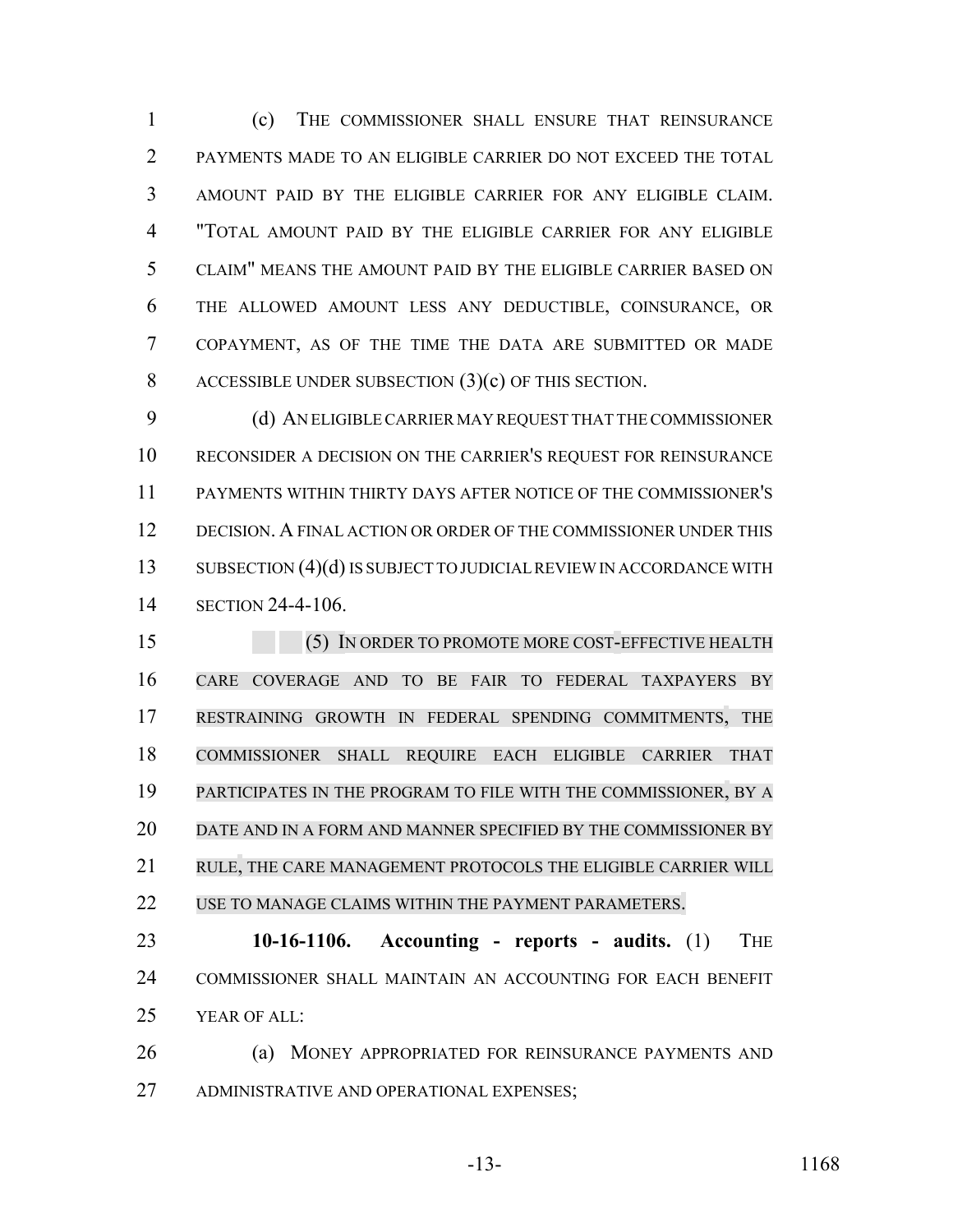(c) THE COMMISSIONER SHALL ENSURE THAT REINSURANCE PAYMENTS MADE TO AN ELIGIBLE CARRIER DO NOT EXCEED THE TOTAL AMOUNT PAID BY THE ELIGIBLE CARRIER FOR ANY ELIGIBLE CLAIM. "TOTAL AMOUNT PAID BY THE ELIGIBLE CARRIER FOR ANY ELIGIBLE CLAIM" MEANS THE AMOUNT PAID BY THE ELIGIBLE CARRIER BASED ON THE ALLOWED AMOUNT LESS ANY DEDUCTIBLE, COINSURANCE, OR COPAYMENT, AS OF THE TIME THE DATA ARE SUBMITTED OR MADE ACCESSIBLE UNDER SUBSECTION (3)(c) OF THIS SECTION.

(d) AN ELIGIBLE CARRIER MAY REQUEST THAT THE COMMISSIONER RECONSIDER A DECISION ON THE CARRIER'S REQUEST FOR REINSURANCE PAYMENTS WITHIN THIRTY DAYS AFTER NOTICE OF THE COMMISSIONER'S DECISION. A FINAL ACTION OR ORDER OF THE COMMISSIONER UNDER THIS SUBSECTION (4)(d) IS SUBJECT TO JUDICIAL REVIEW IN ACCORDANCE WITH SECTION 24-4-106.

(5) IN ORDER TO PROMOTE MORE COST-EFFECTIVE HEALTH CARE COVERAGE AND TO BE FAIR TO FEDERAL TAXPAYERS BY RESTRAINING GROWTH IN FEDERAL SPENDING COMMITMENTS, THE COMMISSIONER SHALL REQUIRE EACH ELIGIBLE CARRIER THAT PARTICIPATES IN THE PROGRAM TO FILE WITH THE COMMISSIONER, BY A DATE AND IN A FORM AND MANNER SPECIFIED BY THE COMMISSIONER BY RULE, THE CARE MANAGEMENT PROTOCOLS THE ELIGIBLE CARRIER WILL USE TO MANAGE CLAIMS WITHIN THE PAYMENT PARAMETERS.

**10-16-1106. Accounting - reports - audits.** (1) THE COMMISSIONER SHALL MAINTAIN AN ACCOUNTING FOR EACH BENEFIT YEAR OF ALL:

(a) MONEY APPROPRIATED FOR REINSURANCE PAYMENTS AND ADMINISTRATIVE AND OPERATIONAL EXPENSES;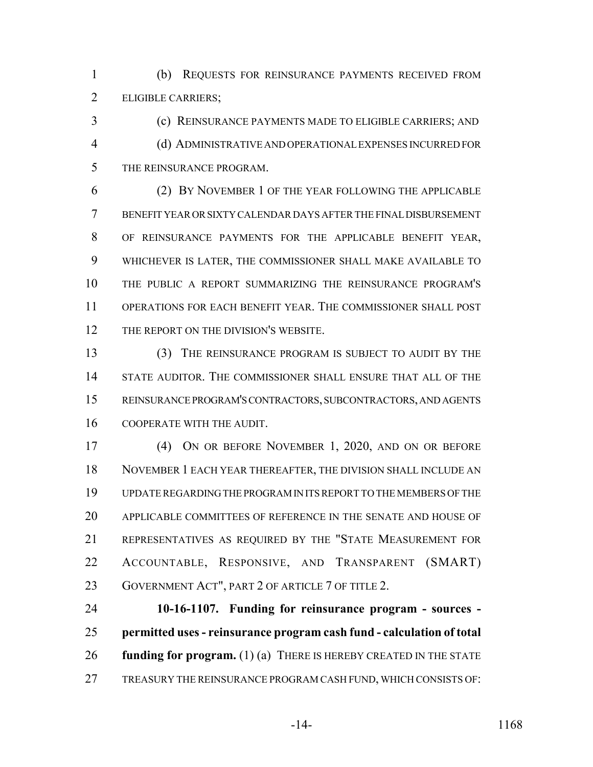(b) REQUESTS FOR REINSURANCE PAYMENTS RECEIVED FROM ELIGIBLE CARRIERS;

(c) REINSURANCE PAYMENTS MADE TO ELIGIBLE CARRIERS; AND

(d) ADMINISTRATIVE AND OPERATIONAL EXPENSES INCURRED FOR THE REINSURANCE PROGRAM.

(2) BY NOVEMBER 1 OF THE YEAR FOLLOWING THE APPLICABLE BENEFIT YEAR OR SIXTY CALENDAR DAYS AFTER THE FINAL DISBURSEMENT OF REINSURANCE PAYMENTS FOR THE APPLICABLE BENEFIT YEAR, WHICHEVER IS LATER, THE COMMISSIONER SHALL MAKE AVAILABLE TO THE PUBLIC A REPORT SUMMARIZING THE REINSURANCE PROGRAM'S OPERATIONS FOR EACH BENEFIT YEAR. THE COMMISSIONER SHALL POST THE REPORT ON THE DIVISION'S WEBSITE.

(3) THE REINSURANCE PROGRAM IS SUBJECT TO AUDIT BY THE STATE AUDITOR. THE COMMISSIONER SHALL ENSURE THAT ALL OF THE REINSURANCE PROGRAM'S CONTRACTORS, SUBCONTRACTORS, AND AGENTS COOPERATE WITH THE AUDIT.

(4) ON OR BEFORE NOVEMBER 1, 2020, AND ON OR BEFORE NOVEMBER 1 EACH YEAR THEREAFTER, THE DIVISION SHALL INCLUDE AN UPDATE REGARDING THE PROGRAM IN ITS REPORT TO THE MEMBERS OF THE APPLICABLE COMMITTEES OF REFERENCE IN THE SENATE AND HOUSE OF REPRESENTATIVES AS REQUIRED BY THE "STATE MEASUREMENT FOR ACCOUNTABLE, RESPONSIVE, AND TRANSPARENT (SMART) GOVERNMENT ACT", PART 2 OF ARTICLE 7 OF TITLE 2.

**10-16-1107. Funding for reinsurance program - sources - permitted uses - reinsurance program cash fund - calculation of total funding for program.** (1) (a) THERE IS HEREBY CREATED IN THE STATE TREASURY THE REINSURANCE PROGRAM CASH FUND, WHICH CONSISTS OF: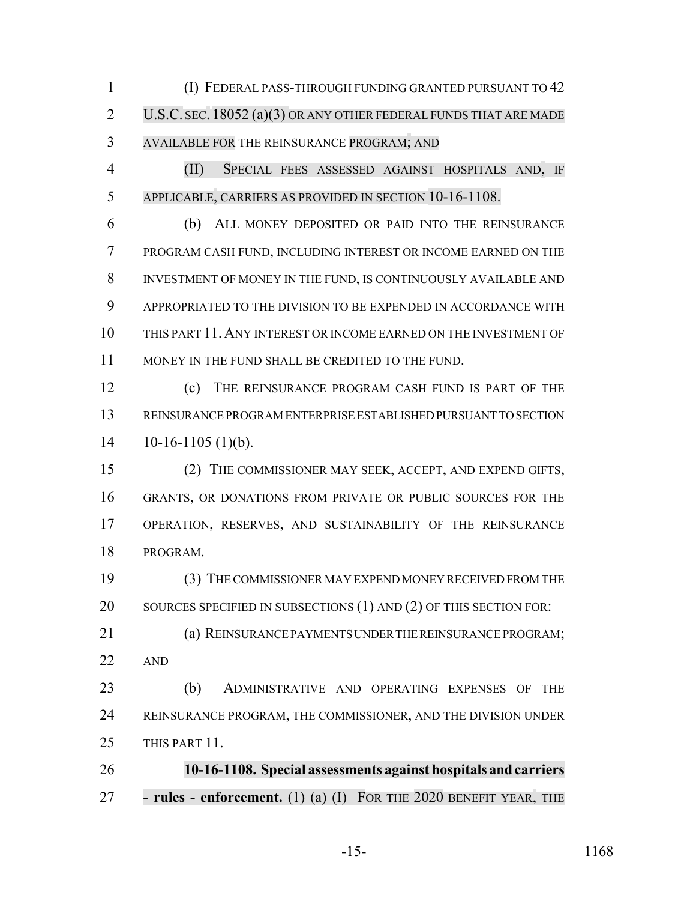(I) FEDERAL PASS-THROUGH FUNDING GRANTED PURSUANT TO 42 U.S.C. SEC. 18052 (a)(3) OR ANY OTHER FEDERAL FUNDS THAT ARE MADE AVAILABLE FOR THE REINSURANCE PROGRAM; AND

(II) SPECIAL FEES ASSESSED AGAINST HOSPITALS AND, IF APPLICABLE, CARRIERS AS PROVIDED IN SECTION 10-16-1108.

(b) ALL MONEY DEPOSITED OR PAID INTO THE REINSURANCE PROGRAM CASH FUND, INCLUDING INTEREST OR INCOME EARNED ON THE INVESTMENT OF MONEY IN THE FUND, IS CONTINUOUSLY AVAILABLE AND APPROPRIATED TO THE DIVISION TO BE EXPENDED IN ACCORDANCE WITH THIS PART 11. ANY INTEREST OR INCOME EARNED ON THE INVESTMENT OF MONEY IN THE FUND SHALL BE CREDITED TO THE FUND.

(c) THE REINSURANCE PROGRAM CASH FUND IS PART OF THE REINSURANCE PROGRAM ENTERPRISE ESTABLISHED PURSUANT TO SECTION 10-16-1105 (1)(b).

(2) THE COMMISSIONER MAY SEEK, ACCEPT, AND EXPEND GIFTS, GRANTS, OR DONATIONS FROM PRIVATE OR PUBLIC SOURCES FOR THE OPERATION, RESERVES, AND SUSTAINABILITY OF THE REINSURANCE PROGRAM.

(3) THE COMMISSIONER MAY EXPEND MONEY RECEIVED FROM THE SOURCES SPECIFIED IN SUBSECTIONS (1) AND (2) OF THIS SECTION FOR:

(a) REINSURANCE PAYMENTS UNDER THE REINSURANCE PROGRAM; AND

(b) ADMINISTRATIVE AND OPERATING EXPENSES OF THE REINSURANCE PROGRAM, THE COMMISSIONER, AND THE DIVISION UNDER THIS PART 11.

**10-16-1108. Special assessments against hospitals and carriers - rules - enforcement.** (1) (a) (I) FOR THE 2020 BENEFIT YEAR, THE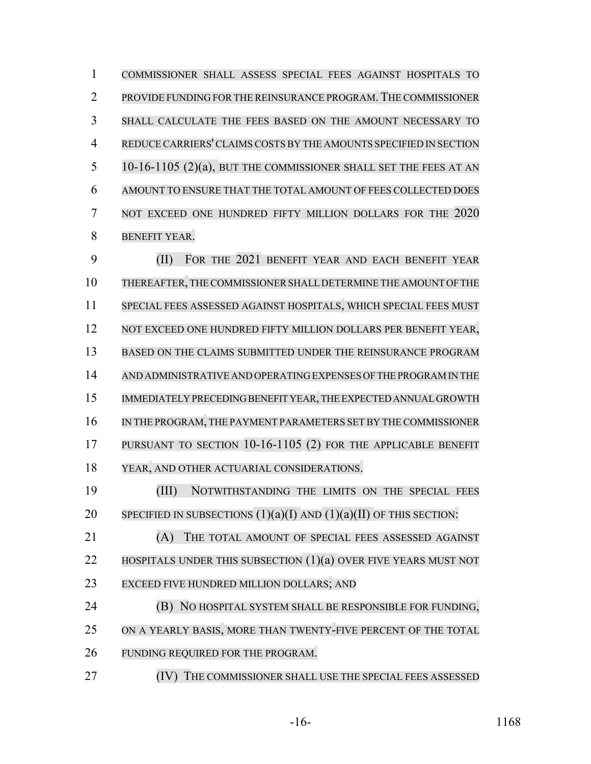COMMISSIONER SHALL ASSESS SPECIAL FEES AGAINST HOSPITALS TO PROVIDE FUNDING FOR THE REINSURANCE PROGRAM. THE COMMISSIONER SHALL CALCULATE THE FEES BASED ON THE AMOUNT NECESSARY TO REDUCE CARRIERS' CLAIMS COSTS BY THE AMOUNTS SPECIFIED IN SECTION 10-16-1105 (2)(a), BUT THE COMMISSIONER SHALL SET THE FEES AT AN AMOUNT TO ENSURE THAT THE TOTAL AMOUNT OF FEES COLLECTED DOES NOT EXCEED ONE HUNDRED FIFTY MILLION DOLLARS FOR THE 2020 BENEFIT YEAR.

(II) FOR THE 2021 BENEFIT YEAR AND EACH BENEFIT YEAR THEREAFTER, THE COMMISSIONER SHALL DETERMINE THE AMOUNT OF THE SPECIAL FEES ASSESSED AGAINST HOSPITALS, WHICH SPECIAL FEES MUST NOT EXCEED ONE HUNDRED FIFTY MILLION DOLLARS PER BENEFIT YEAR, BASED ON THE CLAIMS SUBMITTED UNDER THE REINSURANCE PROGRAM AND ADMINISTRATIVE AND OPERATING EXPENSES OF THE PROGRAM IN THE IMMEDIATELY PRECEDING BENEFIT YEAR, THE EXPECTED ANNUAL GROWTH IN THE PROGRAM, THE PAYMENT PARAMETERS SET BY THE COMMISSIONER PURSUANT TO SECTION 10-16-1105 (2) FOR THE APPLICABLE BENEFIT YEAR, AND OTHER ACTUARIAL CONSIDERATIONS.

(III) NOTWITHSTANDING THE LIMITS ON THE SPECIAL FEES SPECIFIED IN SUBSECTIONS (1)(a)(I) AND (1)(a)(II) OF THIS SECTION:

(A) THE TOTAL AMOUNT OF SPECIAL FEES ASSESSED AGAINST HOSPITALS UNDER THIS SUBSECTION (1)(a) OVER FIVE YEARS MUST NOT EXCEED FIVE HUNDRED MILLION DOLLARS; AND

(B) NO HOSPITAL SYSTEM SHALL BE RESPONSIBLE FOR FUNDING, ON A YEARLY BASIS, MORE THAN TWENTY-FIVE PERCENT OF THE TOTAL FUNDING REQUIRED FOR THE PROGRAM.

(IV) THE COMMISSIONER SHALL USE THE SPECIAL FEES ASSESSED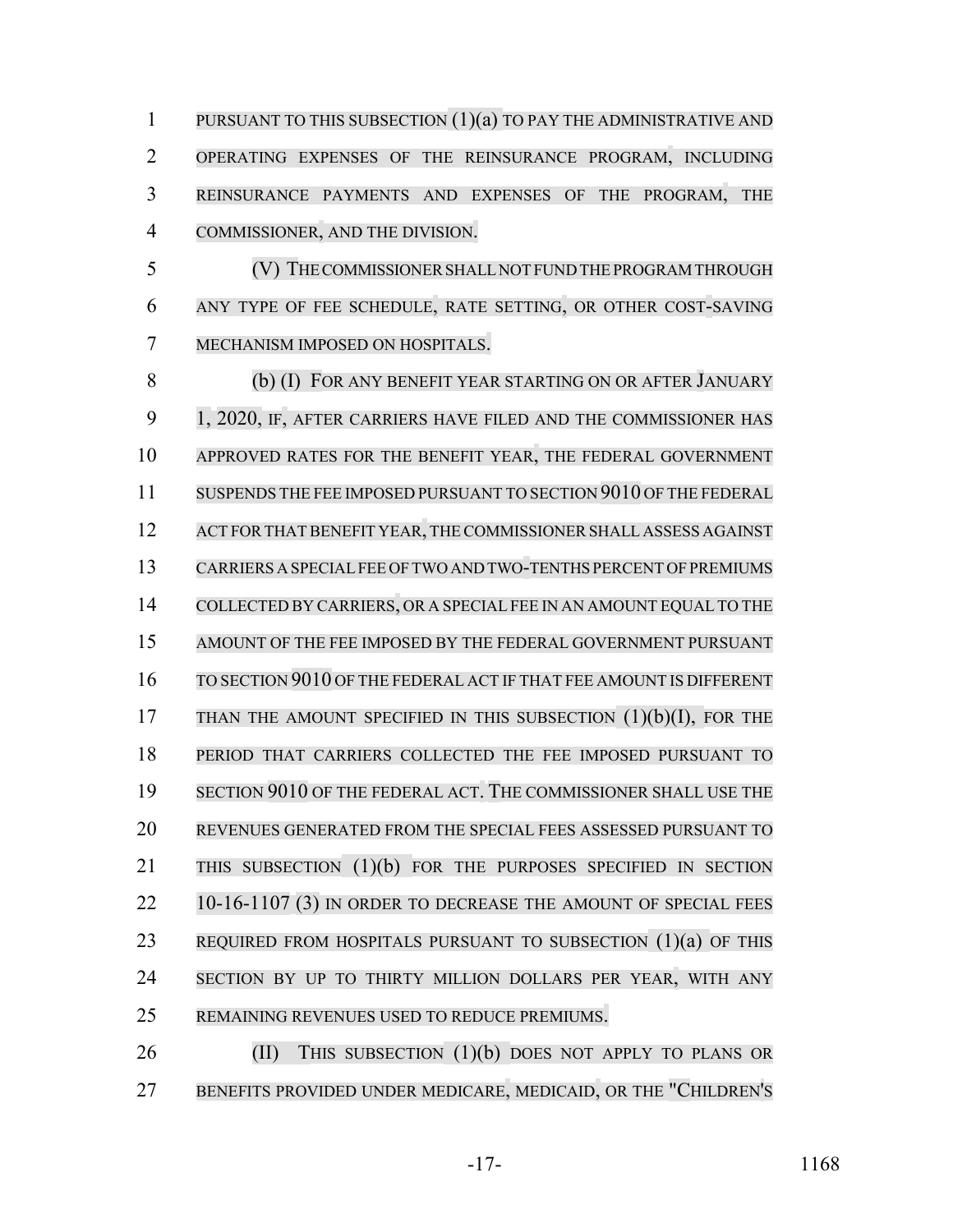PURSUANT TO THIS SUBSECTION (1)(a) TO PAY THE ADMINISTRATIVE AND OPERATING EXPENSES OF THE REINSURANCE PROGRAM, INCLUDING REINSURANCE PAYMENTS AND EXPENSES OF THE PROGRAM, THE COMMISSIONER, AND THE DIVISION.

(V) THE COMMISSIONER SHALL NOT FUND THE PROGRAM THROUGH ANY TYPE OF FEE SCHEDULE, RATE SETTING, OR OTHER COST-SAVING MECHANISM IMPOSED ON HOSPITALS.

(b) (I) FOR ANY BENEFIT YEAR STARTING ON OR AFTER JANUARY 1, 2020, IF, AFTER CARRIERS HAVE FILED AND THE COMMISSIONER HAS APPROVED RATES FOR THE BENEFIT YEAR, THE FEDERAL GOVERNMENT SUSPENDS THE FEE IMPOSED PURSUANT TO SECTION 9010 OF THE FEDERAL ACT FOR THAT BENEFIT YEAR, THE COMMISSIONER SHALL ASSESS AGAINST CARRIERS A SPECIAL FEE OF TWO AND TWO-TENTHS PERCENT OF PREMIUMS COLLECTED BY CARRIERS, OR A SPECIAL FEE IN AN AMOUNT EQUAL TO THE AMOUNT OF THE FEE IMPOSED BY THE FEDERAL GOVERNMENT PURSUANT TO SECTION 9010 OF THE FEDERAL ACT IF THAT FEE AMOUNT IS DIFFERENT THAN THE AMOUNT SPECIFIED IN THIS SUBSECTION (1)(b)(I), FOR THE PERIOD THAT CARRIERS COLLECTED THE FEE IMPOSED PURSUANT TO SECTION 9010 OF THE FEDERAL ACT. THE COMMISSIONER SHALL USE THE REVENUES GENERATED FROM THE SPECIAL FEES ASSESSED PURSUANT TO THIS SUBSECTION (1)(b) FOR THE PURPOSES SPECIFIED IN SECTION 10-16-1107 (3) IN ORDER TO DECREASE THE AMOUNT OF SPECIAL FEES REQUIRED FROM HOSPITALS PURSUANT TO SUBSECTION (1)(a) OF THIS SECTION BY UP TO THIRTY MILLION DOLLARS PER YEAR, WITH ANY REMAINING REVENUES USED TO REDUCE PREMIUMS.

(II) THIS SUBSECTION (1)(b) DOES NOT APPLY TO PLANS OR BENEFITS PROVIDED UNDER MEDICARE, MEDICAID, OR THE "CHILDREN'S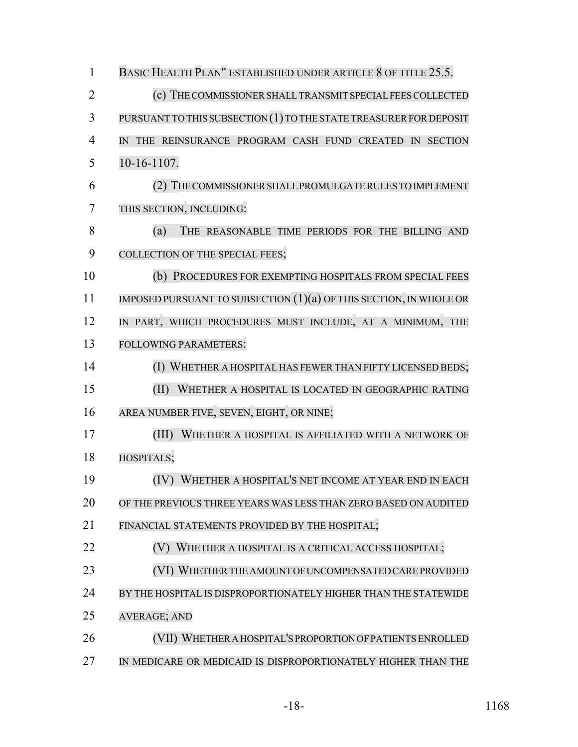BASIC HEALTH PLAN" ESTABLISHED UNDER ARTICLE 8 OF TITLE 25.5.

(c) THE COMMISSIONER SHALL TRANSMIT SPECIAL FEES COLLECTED PURSUANT TO THIS SUBSECTION (1) TO THE STATE TREASURER FOR DEPOSIT IN THE REINSURANCE PROGRAM CASH FUND CREATED IN SECTION 10-16-1107.

(2) THE COMMISSIONER SHALL PROMULGATE RULES TO IMPLEMENT THIS SECTION, INCLUDING:

(a) THE REASONABLE TIME PERIODS FOR THE BILLING AND COLLECTION OF THE SPECIAL FEES;

(b) PROCEDURES FOR EXEMPTING HOSPITALS FROM SPECIAL FEES IMPOSED PURSUANT TO SUBSECTION (1)(a) OF THIS SECTION, IN WHOLE OR IN PART, WHICH PROCEDURES MUST INCLUDE, AT A MINIMUM, THE FOLLOWING PARAMETERS:

(I) WHETHER A HOSPITAL HAS FEWER THAN FIFTY LICENSED BEDS;

(II) WHETHER A HOSPITAL IS LOCATED IN GEOGRAPHIC RATING AREA NUMBER FIVE, SEVEN, EIGHT, OR NINE;

(III) WHETHER A HOSPITAL IS AFFILIATED WITH A NETWORK OF HOSPITALS;

(IV) WHETHER A HOSPITAL'S NET INCOME AT YEAR END IN EACH OF THE PREVIOUS THREE YEARS WAS LESS THAN ZERO BASED ON AUDITED FINANCIAL STATEMENTS PROVIDED BY THE HOSPITAL;

(V) WHETHER A HOSPITAL IS A CRITICAL ACCESS HOSPITAL;

(VI) WHETHER THE AMOUNT OF UNCOMPENSATED CARE PROVIDED BY THE HOSPITAL IS DISPROPORTIONATELY HIGHER THAN THE STATEWIDE AVERAGE; AND

(VII) WHETHER A HOSPITAL'S PROPORTION OF PATIENTS ENROLLED IN MEDICARE OR MEDICAID IS DISPROPORTIONATELY HIGHER THAN THE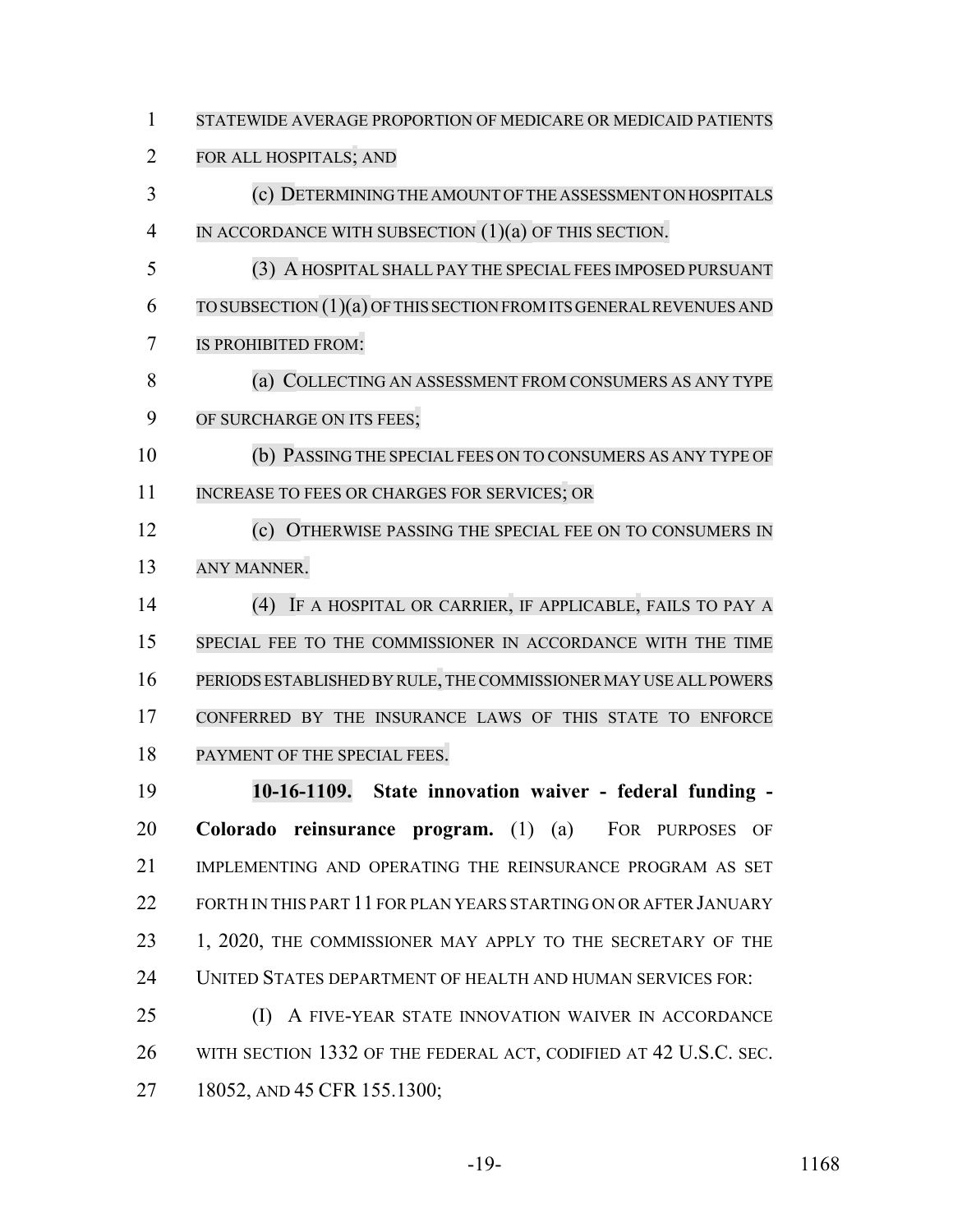STATEWIDE AVERAGE PROPORTION OF MEDICARE OR MEDICAID PATIENTS FOR ALL HOSPITALS; AND

(c) DETERMINING THE AMOUNT OF THE ASSESSMENT ON HOSPITALS IN ACCORDANCE WITH SUBSECTION (1)(a) OF THIS SECTION.

(3) A HOSPITAL SHALL PAY THE SPECIAL FEES IMPOSED PURSUANT TO SUBSECTION (1)(a) OF THIS SECTION FROM ITS GENERAL REVENUES AND IS PROHIBITED FROM:

(a) COLLECTING AN ASSESSMENT FROM CONSUMERS AS ANY TYPE OF SURCHARGE ON ITS FEES;

(b) PASSING THE SPECIAL FEES ON TO CONSUMERS AS ANY TYPE OF INCREASE TO FEES OR CHARGES FOR SERVICES; OR

(c) OTHERWISE PASSING THE SPECIAL FEE ON TO CONSUMERS IN ANY MANNER.

(4) IF A HOSPITAL OR CARRIER, IF APPLICABLE, FAILS TO PAY A SPECIAL FEE TO THE COMMISSIONER IN ACCORDANCE WITH THE TIME PERIODS ESTABLISHED BY RULE, THE COMMISSIONER MAY USE ALL POWERS CONFERRED BY THE INSURANCE LAWS OF THIS STATE TO ENFORCE PAYMENT OF THE SPECIAL FEES.

**10-16-1109. State innovation waiver - federal funding - Colorado reinsurance program.** (1) (a) FOR PURPOSES OF IMPLEMENTING AND OPERATING THE REINSURANCE PROGRAM AS SET FORTH IN THIS PART 11 FOR PLAN YEARS STARTING ON OR AFTER JANUARY 1, 2020, THE COMMISSIONER MAY APPLY TO THE SECRETARY OF THE UNITED STATES DEPARTMENT OF HEALTH AND HUMAN SERVICES FOR:

(I) A FIVE-YEAR STATE INNOVATION WAIVER IN ACCORDANCE WITH SECTION 1332 OF THE FEDERAL ACT, CODIFIED AT 42 U.S.C. SEC. 18052, AND 45 CFR 155.1300;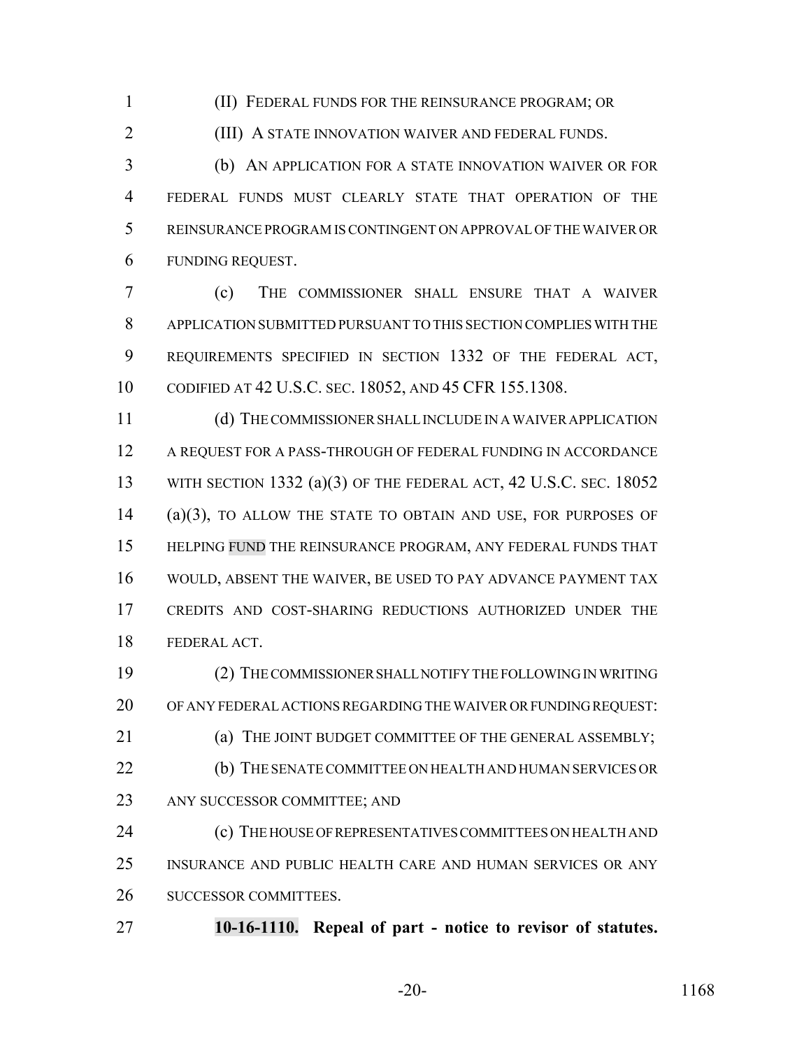(II) FEDERAL FUNDS FOR THE REINSURANCE PROGRAM; OR

(III) A STATE INNOVATION WAIVER AND FEDERAL FUNDS.

(b) AN APPLICATION FOR A STATE INNOVATION WAIVER OR FOR FEDERAL FUNDS MUST CLEARLY STATE THAT OPERATION OF THE REINSURANCE PROGRAM IS CONTINGENT ON APPROVAL OF THE WAIVER OR FUNDING REQUEST.

(c) THE COMMISSIONER SHALL ENSURE THAT A WAIVER APPLICATION SUBMITTED PURSUANT TO THIS SECTION COMPLIES WITH THE REQUIREMENTS SPECIFIED IN SECTION 1332 OF THE FEDERAL ACT, CODIFIED AT 42 U.S.C. SEC. 18052, AND 45 CFR 155.1308.

(d) THE COMMISSIONER SHALL INCLUDE IN A WAIVER APPLICATION A REQUEST FOR A PASS-THROUGH OF FEDERAL FUNDING IN ACCORDANCE WITH SECTION 1332 (a)(3) OF THE FEDERAL ACT, 42 U.S.C. SEC. 18052 (a)(3), TO ALLOW THE STATE TO OBTAIN AND USE, FOR PURPOSES OF HELPING FUND THE REINSURANCE PROGRAM, ANY FEDERAL FUNDS THAT WOULD, ABSENT THE WAIVER, BE USED TO PAY ADVANCE PAYMENT TAX CREDITS AND COST-SHARING REDUCTIONS AUTHORIZED UNDER THE FEDERAL ACT.

(2) THE COMMISSIONER SHALL NOTIFY THE FOLLOWING IN WRITING OF ANY FEDERAL ACTIONS REGARDING THE WAIVER OR FUNDING REQUEST:

(a) THE JOINT BUDGET COMMITTEE OF THE GENERAL ASSEMBLY;

(b) THE SENATE COMMITTEE ON HEALTH AND HUMAN SERVICES OR ANY SUCCESSOR COMMITTEE; AND

(c) THE HOUSE OF REPRESENTATIVES COMMITTEES ON HEALTH AND INSURANCE AND PUBLIC HEALTH CARE AND HUMAN SERVICES OR ANY SUCCESSOR COMMITTEES.

**10-16-1110. Repeal of part - notice to revisor of statutes.**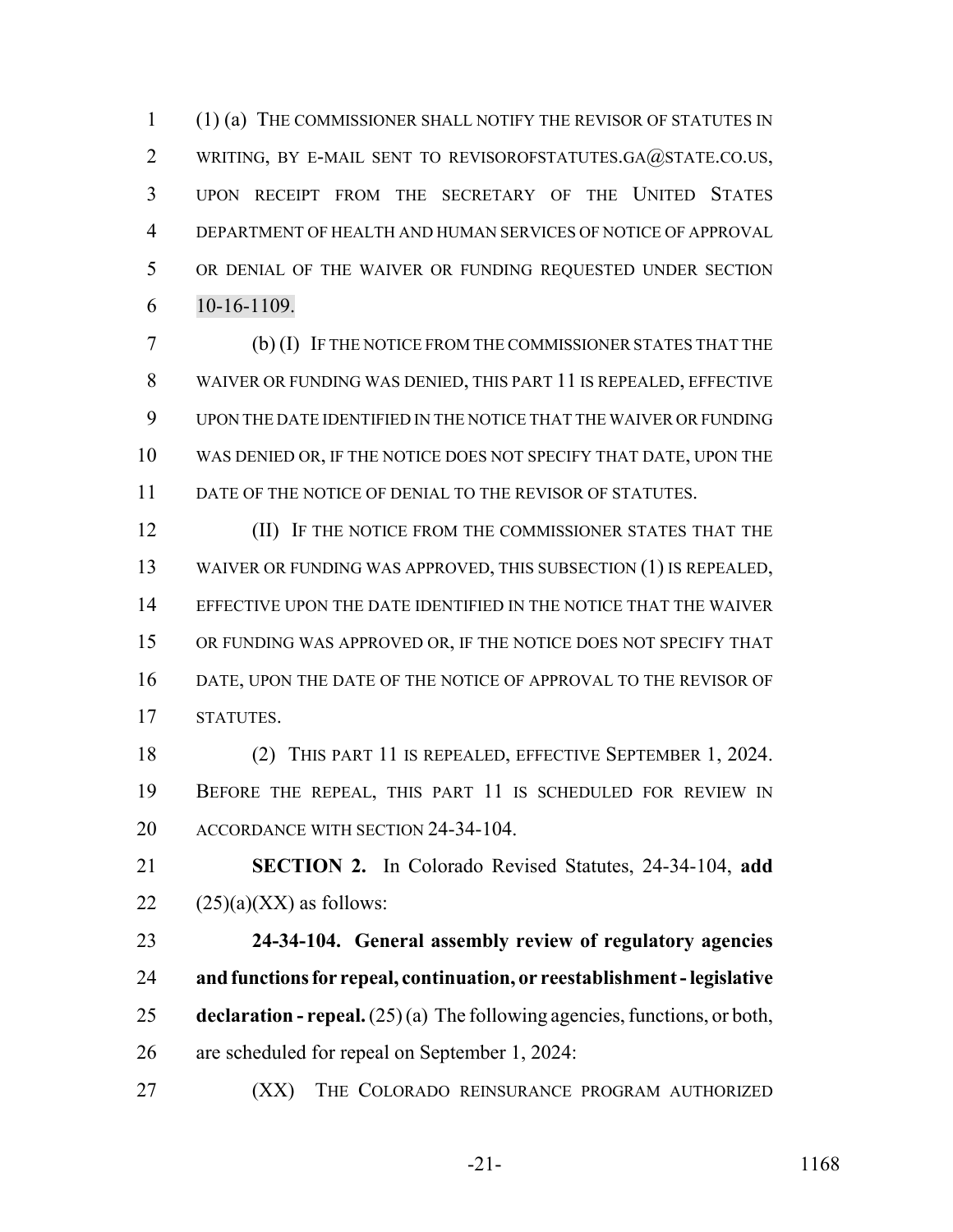(1) (a) THE COMMISSIONER SHALL NOTIFY THE REVISOR OF STATUTES IN WRITING, BY E-MAIL SENT TO REVISOROFSTATUTES.GA@STATE.CO.US, UPON RECEIPT FROM THE SECRETARY OF THE UNITED STATES DEPARTMENT OF HEALTH AND HUMAN SERVICES OF NOTICE OF APPROVAL OR DENIAL OF THE WAIVER OR FUNDING REQUESTED UNDER SECTION 10-16-1109.

(b) (I) IF THE NOTICE FROM THE COMMISSIONER STATES THAT THE WAIVER OR FUNDING WAS DENIED, THIS PART 11 IS REPEALED, EFFECTIVE UPON THE DATE IDENTIFIED IN THE NOTICE THAT THE WAIVER OR FUNDING WAS DENIED OR, IF THE NOTICE DOES NOT SPECIFY THAT DATE, UPON THE DATE OF THE NOTICE OF DENIAL TO THE REVISOR OF STATUTES.

(II) IF THE NOTICE FROM THE COMMISSIONER STATES THAT THE WAIVER OR FUNDING WAS APPROVED, THIS SUBSECTION (1) IS REPEALED, EFFECTIVE UPON THE DATE IDENTIFIED IN THE NOTICE THAT THE WAIVER OR FUNDING WAS APPROVED OR, IF THE NOTICE DOES NOT SPECIFY THAT DATE, UPON THE DATE OF THE NOTICE OF APPROVAL TO THE REVISOR OF STATUTES.

(2) THIS PART 11 IS REPEALED, EFFECTIVE SEPTEMBER 1, 2024. BEFORE THE REPEAL, THIS PART 11 IS SCHEDULED FOR REVIEW IN ACCORDANCE WITH SECTION 24-34-104.

**SECTION 2.** In Colorado Revised Statutes, 24-34-104, **add** (25)(a)(XX) as follows:

**24-34-104. General assembly review of regulatory agencies and functions for repeal, continuation, or reestablishment - legislative declaration - repeal.** (25) (a) The following agencies, functions, or both, are scheduled for repeal on September 1, 2024:

(XX) THE COLORADO REINSURANCE PROGRAM AUTHORIZED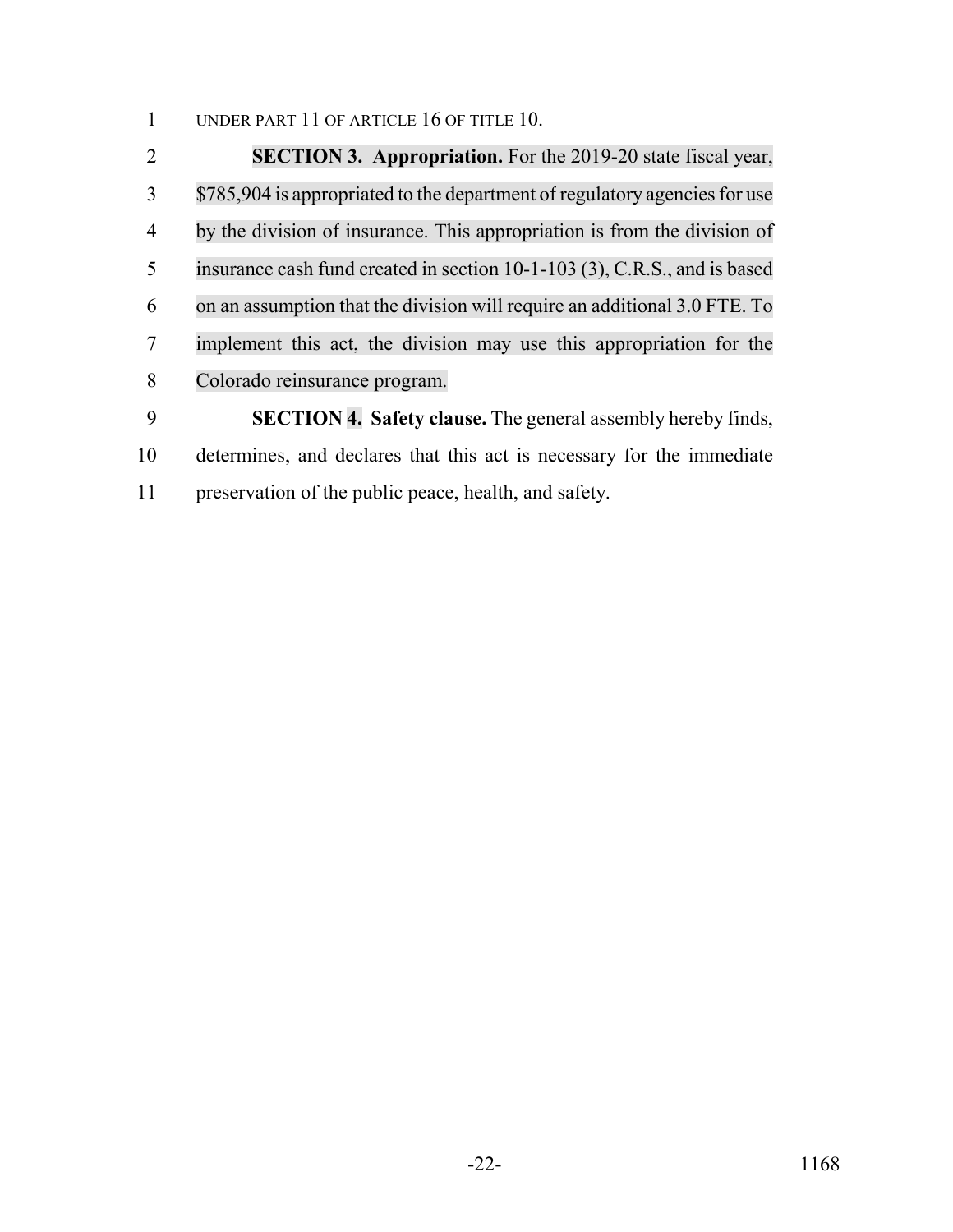UNDER PART 11 OF ARTICLE 16 OF TITLE 10.

**SECTION 3. Appropriation.** For the 2019-20 state fiscal year, $785,904 is appropriated to the department of regulatory agencies for use by the division of insurance. This appropriation is from the division of insurance cash fund created in section 10-1-103 (3), C.R.S., and is based on an assumption that the division will require an additional 3.0 FTE. To implement this act, the division may use this appropriation for the Colorado reinsurance program.

**SECTION 4. Safety clause.** The general assembly hereby finds, determines, and declares that this act is necessary for the immediate preservation of the public peace, health, and safety.